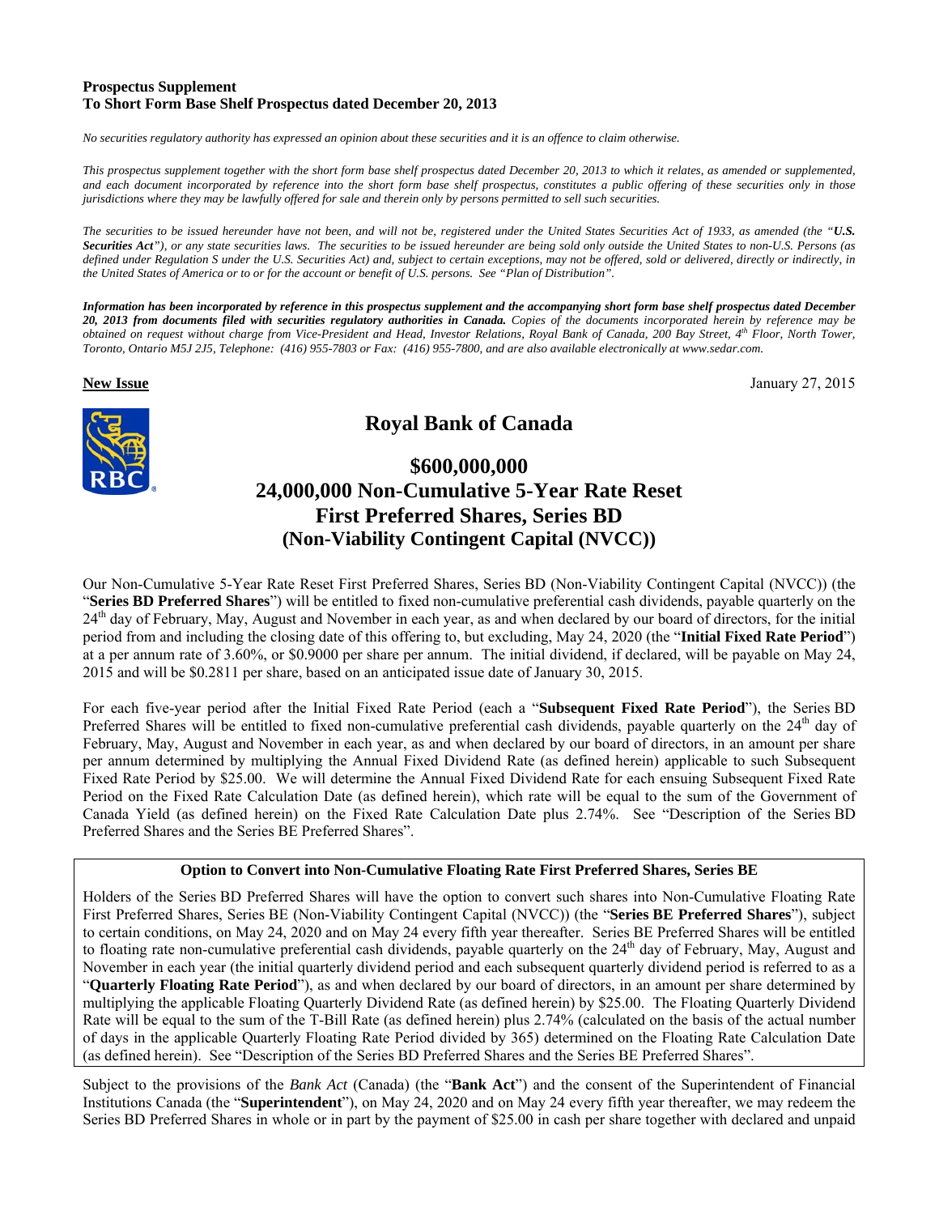**Prospectus Supplement**
**To Short Form Base Shelf Prospectus dated December 20, 2013**

*No securities regulatory authority has expressed an opinion about these securities and it is an offence to claim otherwise.*

*This prospectus supplement together with the short form base shelf prospectus dated December 20, 2013 to which it relates, as amended or supplemented, and each document incorporated by reference into the short form base shelf prospectus, constitutes a public offering of these securities only in those jurisdictions where they may be lawfully offered for sale and therein only by persons permitted to sell such securities.*

*The securities to be issued hereunder have not been, and will not be, registered under the United States Securities Act of 1933, as amended (the "**U.S. Securities Act**"), or any state securities laws. The securities to be issued hereunder are being sold only outside the United States to non-U.S. Persons (as defined under Regulation S under the U.S. Securities Act) and, subject to certain exceptions, may not be offered, sold or delivered, directly or indirectly, in the United States of America or to or for the account or benefit of U.S. persons. See "Plan of Distribution".*

***Information has been incorporated by reference in this prospectus supplement and the accompanying short form base shelf prospectus dated December 20, 2013 from documents filed with securities regulatory authorities in Canada.** Copies of the documents incorporated herein by reference may be obtained on request without charge from Vice-President and Head, Investor Relations, Royal Bank of Canada, 200 Bay Street, 4th Floor, North Tower, Toronto, Ontario M5J 2J5, Telephone: (416) 955-7803 or Fax: (416) 955-7800, and are also available electronically at www.sedar.com.*

**New Issue** January 27, 2015

# Royal Bank of Canada

## $600,000,000
## 24,000,000 Non-Cumulative 5-Year Rate Reset First Preferred Shares, Series BD (Non-Viability Contingent Capital (NVCC))

Our Non-Cumulative 5-Year Rate Reset First Preferred Shares, Series BD (Non-Viability Contingent Capital (NVCC)) (the "**Series BD Preferred Shares**") will be entitled to fixed non-cumulative preferential cash dividends, payable quarterly on the 24th day of February, May, August and November in each year, as and when declared by our board of directors, for the initial period from and including the closing date of this offering to, but excluding, May 24, 2020 (the "**Initial Fixed Rate Period**") at a per annum rate of 3.60%, or $0.9000 per share per annum. The initial dividend, if declared, will be payable on May 24, 2015 and will be $0.2811 per share, based on an anticipated issue date of January 30, 2015.

For each five-year period after the Initial Fixed Rate Period (each a "**Subsequent Fixed Rate Period**"), the Series BD Preferred Shares will be entitled to fixed non-cumulative preferential cash dividends, payable quarterly on the 24th day of February, May, August and November in each year, as and when declared by our board of directors, in an amount per share per annum determined by multiplying the Annual Fixed Dividend Rate (as defined herein) applicable to such Subsequent Fixed Rate Period by $25.00. We will determine the Annual Fixed Dividend Rate for each ensuing Subsequent Fixed Rate Period on the Fixed Rate Calculation Date (as defined herein), which rate will be equal to the sum of the Government of Canada Yield (as defined herein) on the Fixed Rate Calculation Date plus 2.74%. See "Description of the Series BD Preferred Shares and the Series BE Preferred Shares".

**Option to Convert into Non-Cumulative Floating Rate First Preferred Shares, Series BE**

Holders of the Series BD Preferred Shares will have the option to convert such shares into Non-Cumulative Floating Rate First Preferred Shares, Series BE (Non-Viability Contingent Capital (NVCC)) (the "**Series BE Preferred Shares**"), subject to certain conditions, on May 24, 2020 and on May 24 every fifth year thereafter. Series BE Preferred Shares will be entitled to floating rate non-cumulative preferential cash dividends, payable quarterly on the 24th day of February, May, August and November in each year (the initial quarterly dividend period and each subsequent quarterly dividend period is referred to as a "**Quarterly Floating Rate Period**"), as and when declared by our board of directors, in an amount per share determined by multiplying the applicable Floating Quarterly Dividend Rate (as defined herein) by $25.00. The Floating Quarterly Dividend Rate will be equal to the sum of the T-Bill Rate (as defined herein) plus 2.74% (calculated on the basis of the actual number of days in the applicable Quarterly Floating Rate Period divided by 365) determined on the Floating Rate Calculation Date (as defined herein). See "Description of the Series BD Preferred Shares and the Series BE Preferred Shares".

Subject to the provisions of the *Bank Act* (Canada) (the "**Bank Act**") and the consent of the Superintendent of Financial Institutions Canada (the "**Superintendent**"), on May 24, 2020 and on May 24 every fifth year thereafter, we may redeem the Series BD Preferred Shares in whole or in part by the payment of $25.00 in cash per share together with declared and unpaid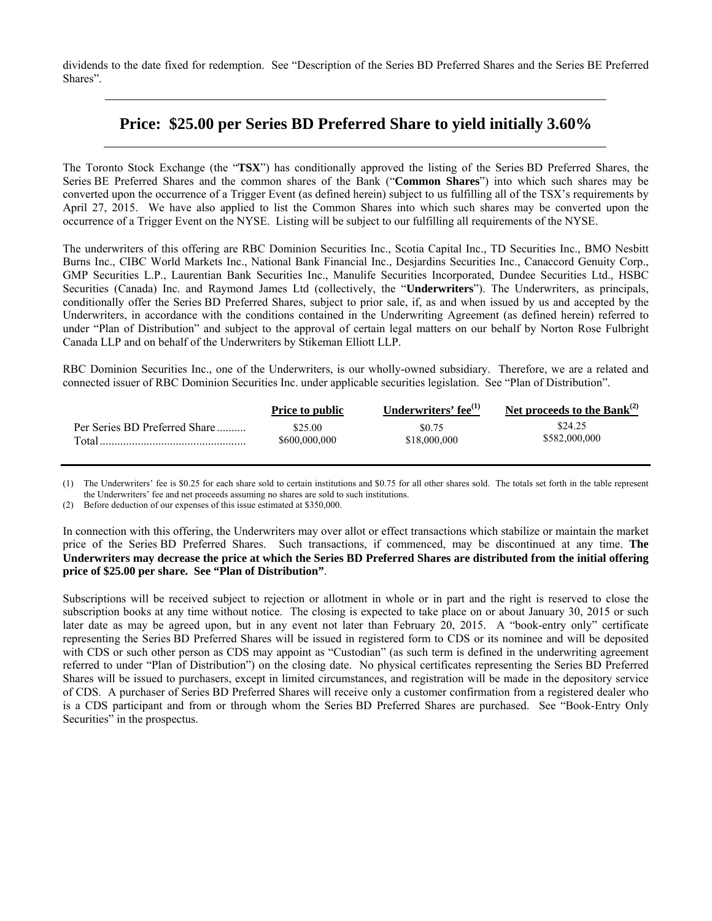dividends to the date fixed for redemption. See "Description of the Series BD Preferred Shares and the Series BE Preferred Shares".

## Price: $25.00 per Series BD Preferred Share to yield initially 3.60%

The Toronto Stock Exchange (the "**TSX**") has conditionally approved the listing of the Series BD Preferred Shares, the Series BE Preferred Shares and the common shares of the Bank ("**Common Shares**") into which such shares may be converted upon the occurrence of a Trigger Event (as defined herein) subject to us fulfilling all of the TSX's requirements by April 27, 2015. We have also applied to list the Common Shares into which such shares may be converted upon the occurrence of a Trigger Event on the NYSE. Listing will be subject to our fulfilling all requirements of the NYSE.

The underwriters of this offering are RBC Dominion Securities Inc., Scotia Capital Inc., TD Securities Inc., BMO Nesbitt Burns Inc., CIBC World Markets Inc., National Bank Financial Inc., Desjardins Securities Inc., Canaccord Genuity Corp., GMP Securities L.P., Laurentian Bank Securities Inc., Manulife Securities Incorporated, Dundee Securities Ltd., HSBC Securities (Canada) Inc. and Raymond James Ltd (collectively, the "**Underwriters**"). The Underwriters, as principals, conditionally offer the Series BD Preferred Shares, subject to prior sale, if, as and when issued by us and accepted by the Underwriters, in accordance with the conditions contained in the Underwriting Agreement (as defined herein) referred to under "Plan of Distribution" and subject to the approval of certain legal matters on our behalf by Norton Rose Fulbright Canada LLP and on behalf of the Underwriters by Stikeman Elliott LLP.

RBC Dominion Securities Inc., one of the Underwriters, is our wholly-owned subsidiary. Therefore, we are a related and connected issuer of RBC Dominion Securities Inc. under applicable securities legislation. See "Plan of Distribution".

| | Price to public | Underwriters' fee[(1)] | Net proceeds to the Bank[(2)] |
|---|---|---|---|
| Per Series BD Preferred Share | $25.00 | $0.75 | $24.25 |
| Total | $600,000,000 | $18,000,000 | $582,000,000 |

(1) The Underwriters' fee is $0.25 for each share sold to certain institutions and $0.75 for all other shares sold. The totals set forth in the table represent the Underwriters' fee and net proceeds assuming no shares are sold to such institutions.

(2) Before deduction of our expenses of this issue estimated at $350,000.

In connection with this offering, the Underwriters may over allot or effect transactions which stabilize or maintain the market price of the Series BD Preferred Shares. Such transactions, if commenced, may be discontinued at any time. **The Underwriters may decrease the price at which the Series BD Preferred Shares are distributed from the initial offering price of $25.00 per share. See "Plan of Distribution"**.

Subscriptions will be received subject to rejection or allotment in whole or in part and the right is reserved to close the subscription books at any time without notice. The closing is expected to take place on or about January 30, 2015 or such later date as may be agreed upon, but in any event not later than February 20, 2015. A "book-entry only" certificate representing the Series BD Preferred Shares will be issued in registered form to CDS or its nominee and will be deposited with CDS or such other person as CDS may appoint as "Custodian" (as such term is defined in the underwriting agreement referred to under "Plan of Distribution") on the closing date. No physical certificates representing the Series BD Preferred Shares will be issued to purchasers, except in limited circumstances, and registration will be made in the depository service of CDS. A purchaser of Series BD Preferred Shares will receive only a customer confirmation from a registered dealer who is a CDS participant and from or through whom the Series BD Preferred Shares are purchased. See "Book-Entry Only Securities" in the prospectus.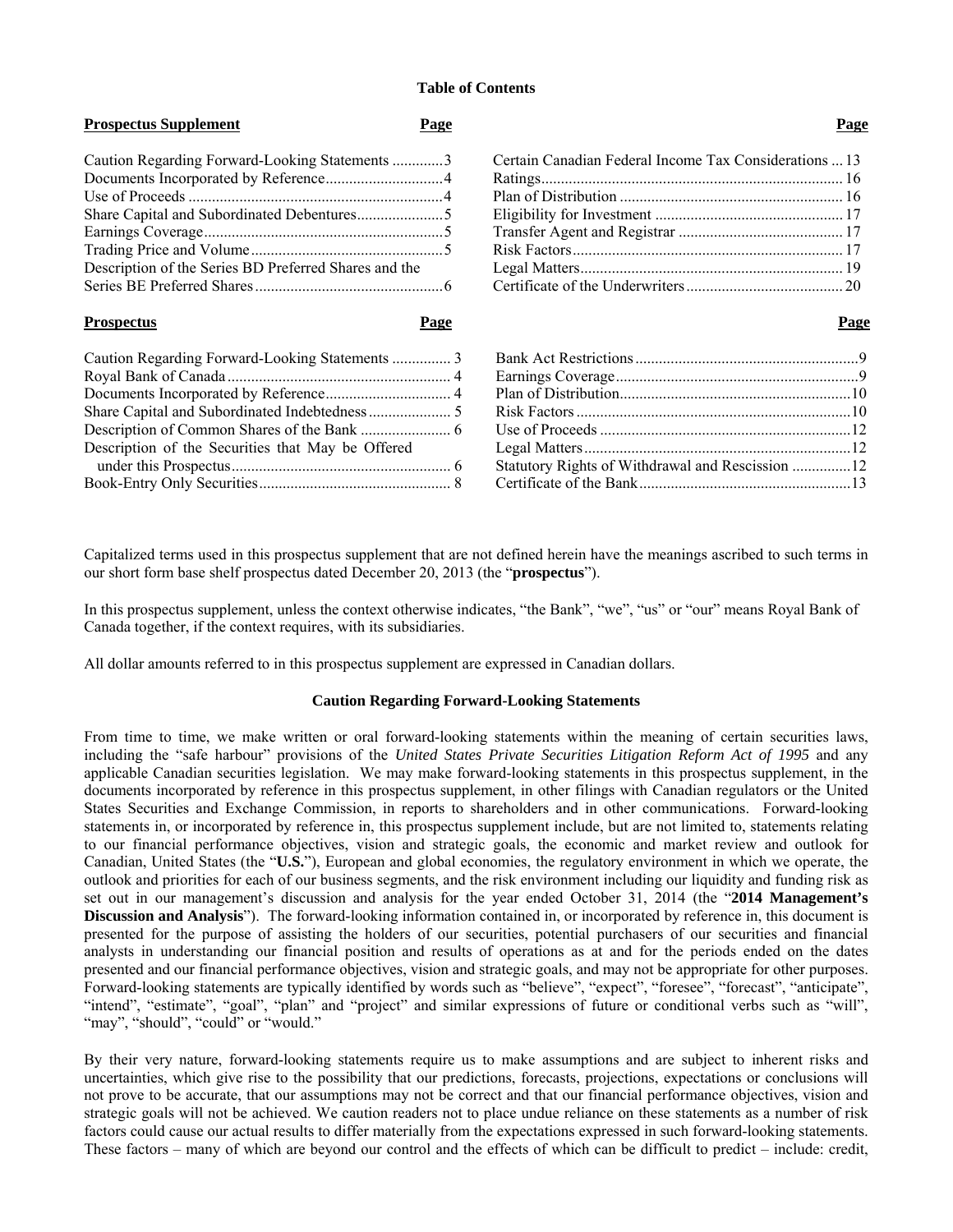**Table of Contents**

| Prospectus Supplement | Page | | Page |
|---|---|---|---|
| Caution Regarding Forward-Looking Statements | 3 | Certain Canadian Federal Income Tax Considerations | 13 |
| Documents Incorporated by Reference | 4 | Ratings | 16 |
| Use of Proceeds | 4 | Plan of Distribution | 16 |
| Share Capital and Subordinated Debentures | 5 | Eligibility for Investment | 17 |
| Earnings Coverage | 5 | Transfer Agent and Registrar | 17 |
| Trading Price and Volume | 5 | Risk Factors | 17 |
| Description of the Series BD Preferred Shares and the Series BE Preferred Shares | 6 | Legal Matters | 19 |
| | | Certificate of the Underwriters | 20 |

| Prospectus | Page | | Page |
|---|---|---|---|
| Caution Regarding Forward-Looking Statements | 3 | Bank Act Restrictions | 9 |
| Royal Bank of Canada | 4 | Earnings Coverage | 9 |
| Documents Incorporated by Reference | 4 | Plan of Distribution | 10 |
| Share Capital and Subordinated Indebtedness | 5 | Risk Factors | 10 |
| Description of Common Shares of the Bank | 6 | Use of Proceeds | 12 |
| Description of the Securities that May be Offered under this Prospectus | 6 | Legal Matters | 12 |
| Book-Entry Only Securities | 8 | Statutory Rights of Withdrawal and Rescission | 12 |
| | | Certificate of the Bank | 13 |

Capitalized terms used in this prospectus supplement that are not defined herein have the meanings ascribed to such terms in our short form base shelf prospectus dated December 20, 2013 (the "**prospectus**").

In this prospectus supplement, unless the context otherwise indicates, "the Bank", "we", "us" or "our" means Royal Bank of Canada together, if the context requires, with its subsidiaries.

All dollar amounts referred to in this prospectus supplement are expressed in Canadian dollars.

## Caution Regarding Forward-Looking Statements

From time to time, we make written or oral forward-looking statements within the meaning of certain securities laws, including the "safe harbour" provisions of the *United States Private Securities Litigation Reform Act of 1995* and any applicable Canadian securities legislation. We may make forward-looking statements in this prospectus supplement, in the documents incorporated by reference in this prospectus supplement, in other filings with Canadian regulators or the United States Securities and Exchange Commission, in reports to shareholders and in other communications. Forward-looking statements in, or incorporated by reference in, this prospectus supplement include, but are not limited to, statements relating to our financial performance objectives, vision and strategic goals, the economic and market review and outlook for Canadian, United States (the "**U.S.**"), European and global economies, the regulatory environment in which we operate, the outlook and priorities for each of our business segments, and the risk environment including our liquidity and funding risk as set out in our management's discussion and analysis for the year ended October 31, 2014 (the "**2014 Management's Discussion and Analysis**"). The forward-looking information contained in, or incorporated by reference in, this document is presented for the purpose of assisting the holders of our securities, potential purchasers of our securities and financial analysts in understanding our financial position and results of operations as at and for the periods ended on the dates presented and our financial performance objectives, vision and strategic goals, and may not be appropriate for other purposes. Forward-looking statements are typically identified by words such as "believe", "expect", "foresee", "forecast", "anticipate", "intend", "estimate", "goal", "plan" and "project" and similar expressions of future or conditional verbs such as "will", "may", "should", "could" or "would."

By their very nature, forward-looking statements require us to make assumptions and are subject to inherent risks and uncertainties, which give rise to the possibility that our predictions, forecasts, projections, expectations or conclusions will not prove to be accurate, that our assumptions may not be correct and that our financial performance objectives, vision and strategic goals will not be achieved. We caution readers not to place undue reliance on these statements as a number of risk factors could cause our actual results to differ materially from the expectations expressed in such forward-looking statements. These factors – many of which are beyond our control and the effects of which can be difficult to predict – include: credit,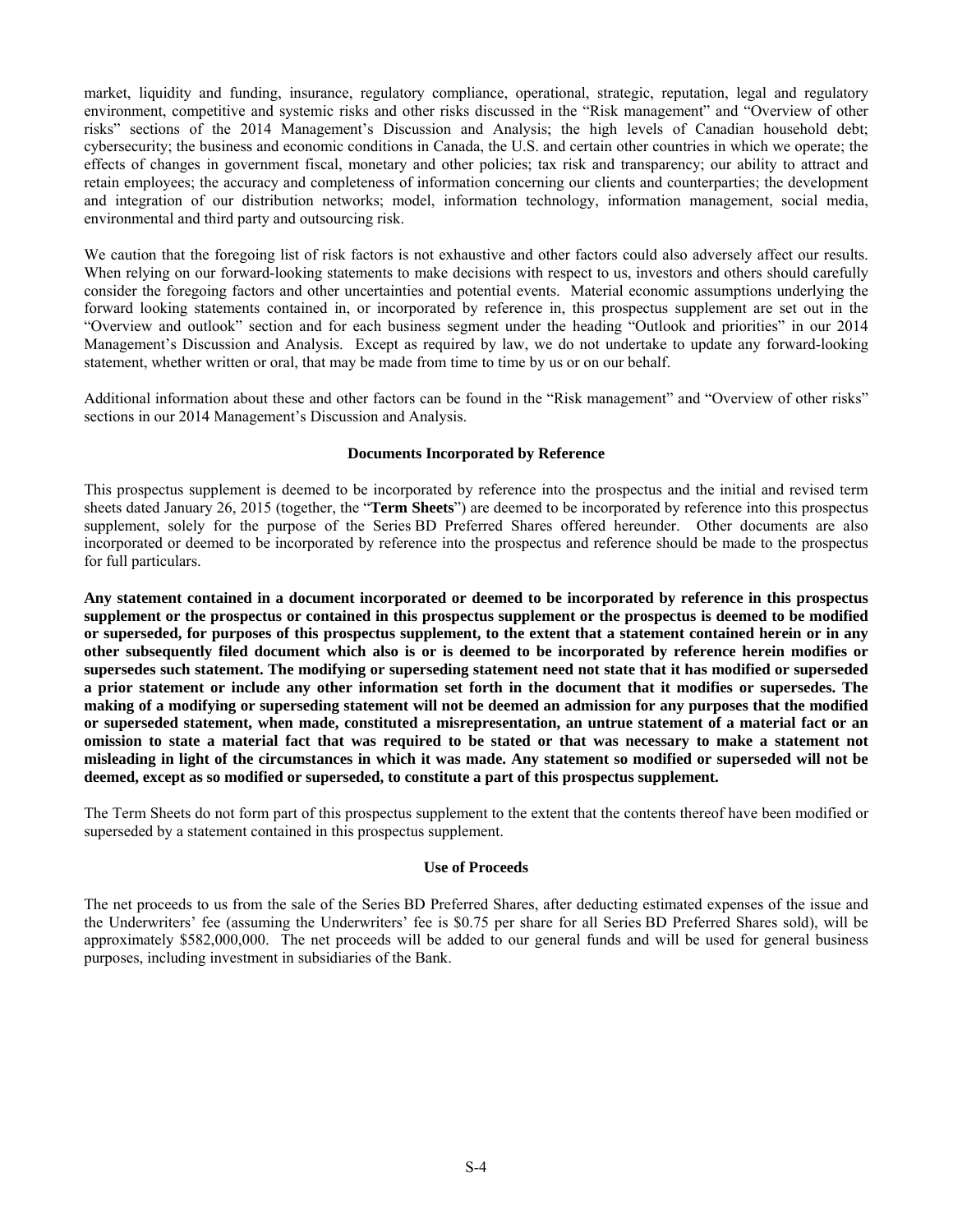market, liquidity and funding, insurance, regulatory compliance, operational, strategic, reputation, legal and regulatory environment, competitive and systemic risks and other risks discussed in the "Risk management" and "Overview of other risks" sections of the 2014 Management's Discussion and Analysis; the high levels of Canadian household debt; cybersecurity; the business and economic conditions in Canada, the U.S. and certain other countries in which we operate; the effects of changes in government fiscal, monetary and other policies; tax risk and transparency; our ability to attract and retain employees; the accuracy and completeness of information concerning our clients and counterparties; the development and integration of our distribution networks; model, information technology, information management, social media, environmental and third party and outsourcing risk.

We caution that the foregoing list of risk factors is not exhaustive and other factors could also adversely affect our results. When relying on our forward-looking statements to make decisions with respect to us, investors and others should carefully consider the foregoing factors and other uncertainties and potential events. Material economic assumptions underlying the forward looking statements contained in, or incorporated by reference in, this prospectus supplement are set out in the "Overview and outlook" section and for each business segment under the heading "Outlook and priorities" in our 2014 Management's Discussion and Analysis. Except as required by law, we do not undertake to update any forward-looking statement, whether written or oral, that may be made from time to time by us or on our behalf.

Additional information about these and other factors can be found in the "Risk management" and "Overview of other risks" sections in our 2014 Management's Discussion and Analysis.

## Documents Incorporated by Reference

This prospectus supplement is deemed to be incorporated by reference into the prospectus and the initial and revised term sheets dated January 26, 2015 (together, the "**Term Sheets**") are deemed to be incorporated by reference into this prospectus supplement, solely for the purpose of the Series BD Preferred Shares offered hereunder. Other documents are also incorporated or deemed to be incorporated by reference into the prospectus and reference should be made to the prospectus for full particulars.

**Any statement contained in a document incorporated or deemed to be incorporated by reference in this prospectus supplement or the prospectus or contained in this prospectus supplement or the prospectus is deemed to be modified or superseded, for purposes of this prospectus supplement, to the extent that a statement contained herein or in any other subsequently filed document which also is or is deemed to be incorporated by reference herein modifies or supersedes such statement. The modifying or superseding statement need not state that it has modified or superseded a prior statement or include any other information set forth in the document that it modifies or supersedes. The making of a modifying or superseding statement will not be deemed an admission for any purposes that the modified or superseded statement, when made, constituted a misrepresentation, an untrue statement of a material fact or an omission to state a material fact that was required to be stated or that was necessary to make a statement not misleading in light of the circumstances in which it was made. Any statement so modified or superseded will not be deemed, except as so modified or superseded, to constitute a part of this prospectus supplement.**

The Term Sheets do not form part of this prospectus supplement to the extent that the contents thereof have been modified or superseded by a statement contained in this prospectus supplement.

## Use of Proceeds

The net proceeds to us from the sale of the Series BD Preferred Shares, after deducting estimated expenses of the issue and the Underwriters' fee (assuming the Underwriters' fee is $0.75 per share for all Series BD Preferred Shares sold), will be approximately $582,000,000. The net proceeds will be added to our general funds and will be used for general business purposes, including investment in subsidiaries of the Bank.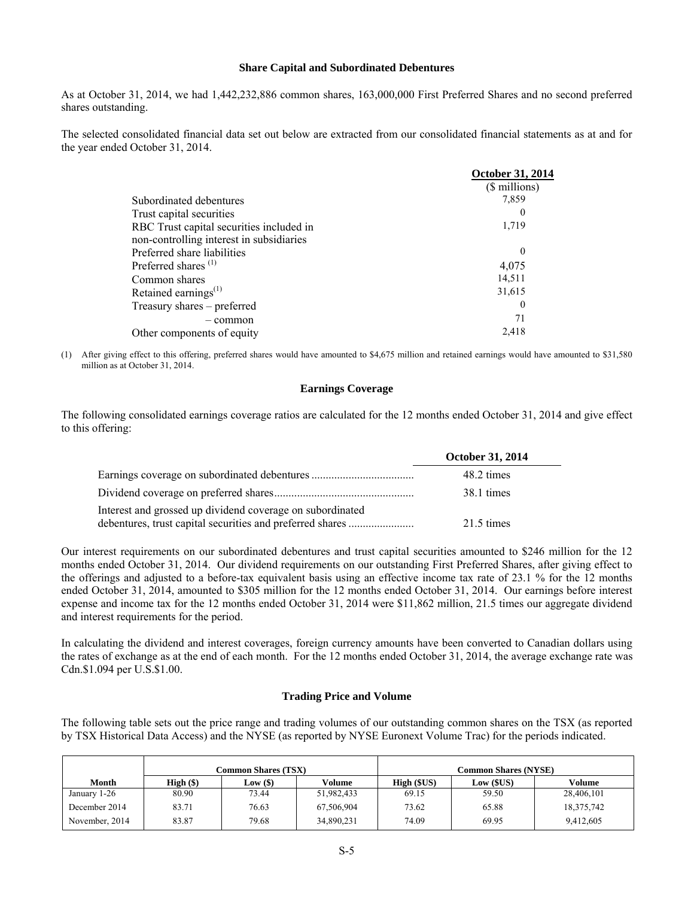### Share Capital and Subordinated Debentures

As at October 31, 2014, we had 1,442,232,886 common shares, 163,000,000 First Preferred Shares and no second preferred shares outstanding.

The selected consolidated financial data set out below are extracted from our consolidated financial statements as at and for the year ended October 31, 2014.

| | October 31, 2014 |
|---|---|
| | ($ millions) |
| Subordinated debentures | 7,859 |
| Trust capital securities | 0 |
| RBC Trust capital securities included in non-controlling interest in subsidiaries | 1,719 |
| Preferred share liabilities | 0 |
| Preferred shares [(1)] | 4,075 |
| Common shares | 14,511 |
| Retained earnings[(1)] | 31,615 |
| Treasury shares – preferred | 0 |
| – common | 71 |
| Other components of equity | 2,418 |

(1) After giving effect to this offering, preferred shares would have amounted to $4,675 million and retained earnings would have amounted to $31,580 million as at October 31, 2014.

### Earnings Coverage

The following consolidated earnings coverage ratios are calculated for the 12 months ended October 31, 2014 and give effect to this offering:

| | October 31, 2014 |
|---|---|
| Earnings coverage on subordinated debentures | 48.2 times |
| Dividend coverage on preferred shares | 38.1 times |
| Interest and grossed up dividend coverage on subordinated debentures, trust capital securities and preferred shares | 21.5 times |

Our interest requirements on our subordinated debentures and trust capital securities amounted to $246 million for the 12 months ended October 31, 2014. Our dividend requirements on our outstanding First Preferred Shares, after giving effect to the offerings and adjusted to a before-tax equivalent basis using an effective income tax rate of 23.1 % for the 12 months ended October 31, 2014, amounted to $305 million for the 12 months ended October 31, 2014. Our earnings before interest expense and income tax for the 12 months ended October 31, 2014 were $11,862 million, 21.5 times our aggregate dividend and interest requirements for the period.

In calculating the dividend and interest coverages, foreign currency amounts have been converted to Canadian dollars using the rates of exchange as at the end of each month. For the 12 months ended October 31, 2014, the average exchange rate was Cdn.$1.094 per U.S.$1.00.

### Trading Price and Volume

The following table sets out the price range and trading volumes of our outstanding common shares on the TSX (as reported by TSX Historical Data Access) and the NYSE (as reported by NYSE Euronext Volume Trac) for the periods indicated.

| | Common Shares (TSX) | | | Common Shares (NYSE) | | |
|---|---|---|---|---|---|---|
| Month | High ($) | Low ($) | Volume | High ($US) | Low ($US) | Volume |
| January 1-26 | 80.90 | 73.44 | 51,982,433 | 69.15 | 59.50 | 28,406,101 |
| December 2014 | 83.71 | 76.63 | 67,506,904 | 73.62 | 65.88 | 18,375,742 |
| November, 2014 | 83.87 | 79.68 | 34,890,231 | 74.09 | 69.95 | 9,412,605 |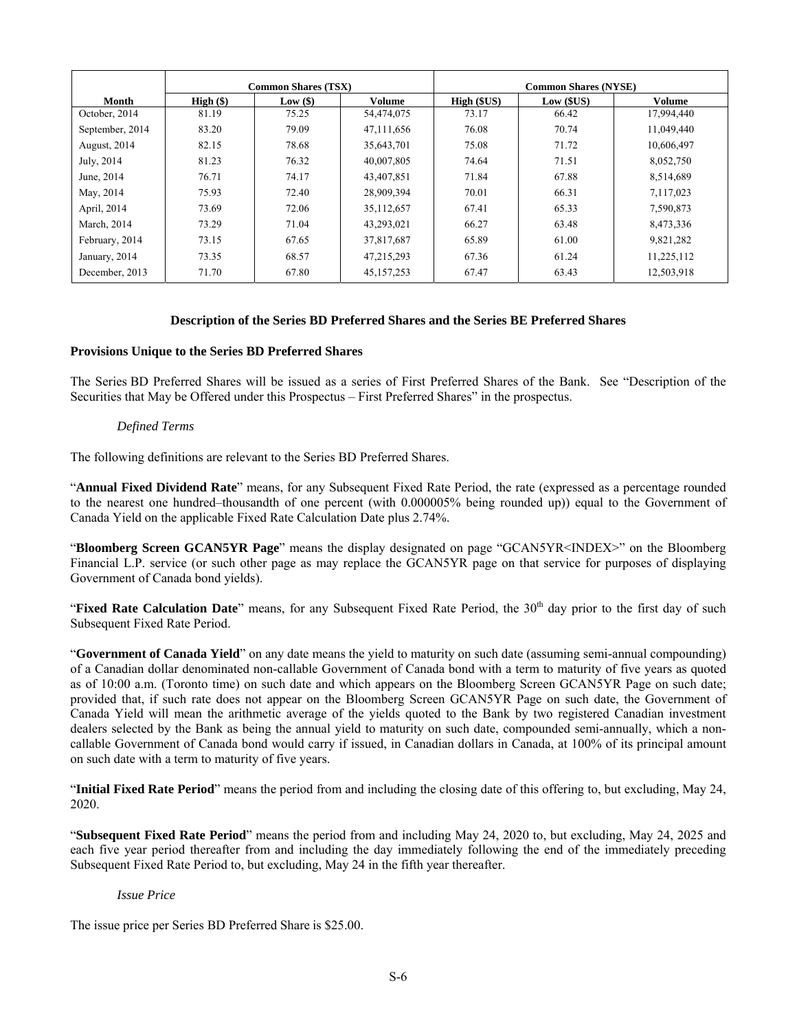| Month | Common Shares (TSX) | | | Common Shares (NYSE) | | |
|---|---|---|---|---|---|---|
| | High ($) | Low ($) | Volume | High ($US) | Low ($US) | Volume |
| October, 2014 | 81.19 | 75.25 | 54,474,075 | 73.17 | 66.42 | 17,994,440 |
| September, 2014 | 83.20 | 79.09 | 47,111,656 | 76.08 | 70.74 | 11,049,440 |
| August, 2014 | 82.15 | 78.68 | 35,643,701 | 75.08 | 71.72 | 10,606,497 |
| July, 2014 | 81.23 | 76.32 | 40,007,805 | 74.64 | 71.51 | 8,052,750 |
| June, 2014 | 76.71 | 74.17 | 43,407,851 | 71.84 | 67.88 | 8,514,689 |
| May, 2014 | 75.93 | 72.40 | 28,909,394 | 70.01 | 66.31 | 7,117,023 |
| April, 2014 | 73.69 | 72.06 | 35,112,657 | 67.41 | 65.33 | 7,590,873 |
| March, 2014 | 73.29 | 71.04 | 43,293,021 | 66.27 | 63.48 | 8,473,336 |
| February, 2014 | 73.15 | 67.65 | 37,817,687 | 65.89 | 61.00 | 9,821,282 |
| January, 2014 | 73.35 | 68.57 | 47,215,293 | 67.36 | 61.24 | 11,225,112 |
| December, 2013 | 71.70 | 67.80 | 45,157,253 | 67.47 | 63.43 | 12,503,918 |

## Description of the Series BD Preferred Shares and the Series BE Preferred Shares

### Provisions Unique to the Series BD Preferred Shares

The Series BD Preferred Shares will be issued as a series of First Preferred Shares of the Bank. See "Description of the Securities that May be Offered under this Prospectus – First Preferred Shares" in the prospectus.

*Defined Terms*

The following definitions are relevant to the Series BD Preferred Shares.

"**Annual Fixed Dividend Rate**" means, for any Subsequent Fixed Rate Period, the rate (expressed as a percentage rounded to the nearest one hundred–thousandth of one percent (with 0.000005% being rounded up)) equal to the Government of Canada Yield on the applicable Fixed Rate Calculation Date plus 2.74%.

"**Bloomberg Screen GCAN5YR Page**" means the display designated on page "GCAN5YR<INDEX>" on the Bloomberg Financial L.P. service (or such other page as may replace the GCAN5YR page on that service for purposes of displaying Government of Canada bond yields).

"**Fixed Rate Calculation Date**" means, for any Subsequent Fixed Rate Period, the 30th day prior to the first day of such Subsequent Fixed Rate Period.

"**Government of Canada Yield**" on any date means the yield to maturity on such date (assuming semi-annual compounding) of a Canadian dollar denominated non-callable Government of Canada bond with a term to maturity of five years as quoted as of 10:00 a.m. (Toronto time) on such date and which appears on the Bloomberg Screen GCAN5YR Page on such date; provided that, if such rate does not appear on the Bloomberg Screen GCAN5YR Page on such date, the Government of Canada Yield will mean the arithmetic average of the yields quoted to the Bank by two registered Canadian investment dealers selected by the Bank as being the annual yield to maturity on such date, compounded semi-annually, which a non-callable Government of Canada bond would carry if issued, in Canadian dollars in Canada, at 100% of its principal amount on such date with a term to maturity of five years.

"**Initial Fixed Rate Period**" means the period from and including the closing date of this offering to, but excluding, May 24, 2020.

"**Subsequent Fixed Rate Period**" means the period from and including May 24, 2020 to, but excluding, May 24, 2025 and each five year period thereafter from and including the day immediately following the end of the immediately preceding Subsequent Fixed Rate Period to, but excluding, May 24 in the fifth year thereafter.

*Issue Price*

The issue price per Series BD Preferred Share is $25.00.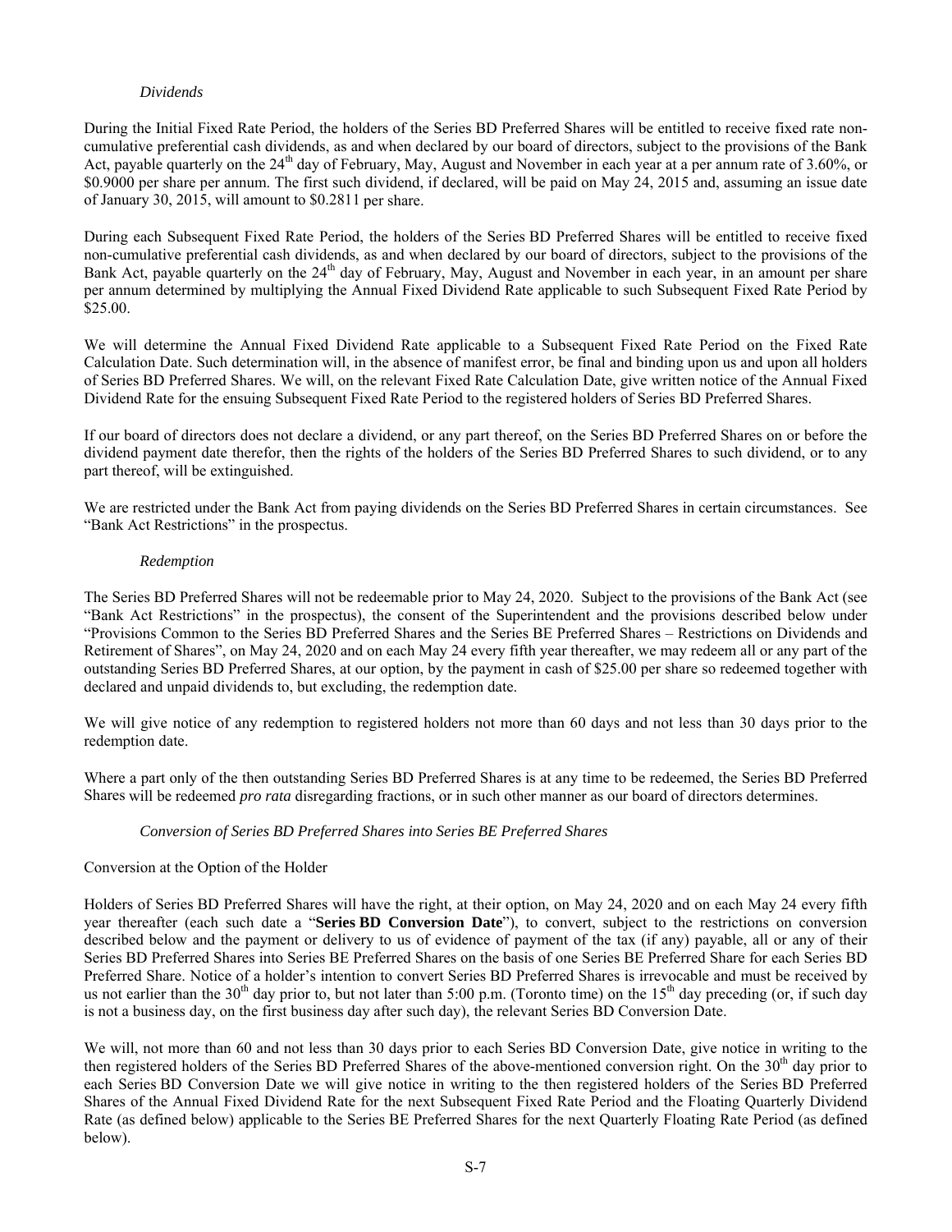*Dividends*

During the Initial Fixed Rate Period, the holders of the Series BD Preferred Shares will be entitled to receive fixed rate non-cumulative preferential cash dividends, as and when declared by our board of directors, subject to the provisions of the Bank Act, payable quarterly on the 24th day of February, May, August and November in each year at a per annum rate of 3.60%, or $0.9000 per share per annum. The first such dividend, if declared, will be paid on May 24, 2015 and, assuming an issue date of January 30, 2015, will amount to $0.2811 per share.

During each Subsequent Fixed Rate Period, the holders of the Series BD Preferred Shares will be entitled to receive fixed non-cumulative preferential cash dividends, as and when declared by our board of directors, subject to the provisions of the Bank Act, payable quarterly on the 24th day of February, May, August and November in each year, in an amount per share per annum determined by multiplying the Annual Fixed Dividend Rate applicable to such Subsequent Fixed Rate Period by $25.00.

We will determine the Annual Fixed Dividend Rate applicable to a Subsequent Fixed Rate Period on the Fixed Rate Calculation Date. Such determination will, in the absence of manifest error, be final and binding upon us and upon all holders of Series BD Preferred Shares. We will, on the relevant Fixed Rate Calculation Date, give written notice of the Annual Fixed Dividend Rate for the ensuing Subsequent Fixed Rate Period to the registered holders of Series BD Preferred Shares.

If our board of directors does not declare a dividend, or any part thereof, on the Series BD Preferred Shares on or before the dividend payment date therefor, then the rights of the holders of the Series BD Preferred Shares to such dividend, or to any part thereof, will be extinguished.

We are restricted under the Bank Act from paying dividends on the Series BD Preferred Shares in certain circumstances. See "Bank Act Restrictions" in the prospectus.

*Redemption*

The Series BD Preferred Shares will not be redeemable prior to May 24, 2020. Subject to the provisions of the Bank Act (see "Bank Act Restrictions" in the prospectus), the consent of the Superintendent and the provisions described below under "Provisions Common to the Series BD Preferred Shares and the Series BE Preferred Shares – Restrictions on Dividends and Retirement of Shares", on May 24, 2020 and on each May 24 every fifth year thereafter, we may redeem all or any part of the outstanding Series BD Preferred Shares, at our option, by the payment in cash of $25.00 per share so redeemed together with declared and unpaid dividends to, but excluding, the redemption date.

We will give notice of any redemption to registered holders not more than 60 days and not less than 30 days prior to the redemption date.

Where a part only of the then outstanding Series BD Preferred Shares is at any time to be redeemed, the Series BD Preferred Shares will be redeemed *pro rata* disregarding fractions, or in such other manner as our board of directors determines.

*Conversion of Series BD Preferred Shares into Series BE Preferred Shares*

Conversion at the Option of the Holder

Holders of Series BD Preferred Shares will have the right, at their option, on May 24, 2020 and on each May 24 every fifth year thereafter (each such date a "**Series BD Conversion Date**"), to convert, subject to the restrictions on conversion described below and the payment or delivery to us of evidence of payment of the tax (if any) payable, all or any of their Series BD Preferred Shares into Series BE Preferred Shares on the basis of one Series BE Preferred Share for each Series BD Preferred Share. Notice of a holder's intention to convert Series BD Preferred Shares is irrevocable and must be received by us not earlier than the 30th day prior to, but not later than 5:00 p.m. (Toronto time) on the 15th day preceding (or, if such day is not a business day, on the first business day after such day), the relevant Series BD Conversion Date.

We will, not more than 60 and not less than 30 days prior to each Series BD Conversion Date, give notice in writing to the then registered holders of the Series BD Preferred Shares of the above-mentioned conversion right. On the 30th day prior to each Series BD Conversion Date we will give notice in writing to the then registered holders of the Series BD Preferred Shares of the Annual Fixed Dividend Rate for the next Subsequent Fixed Rate Period and the Floating Quarterly Dividend Rate (as defined below) applicable to the Series BE Preferred Shares for the next Quarterly Floating Rate Period (as defined below).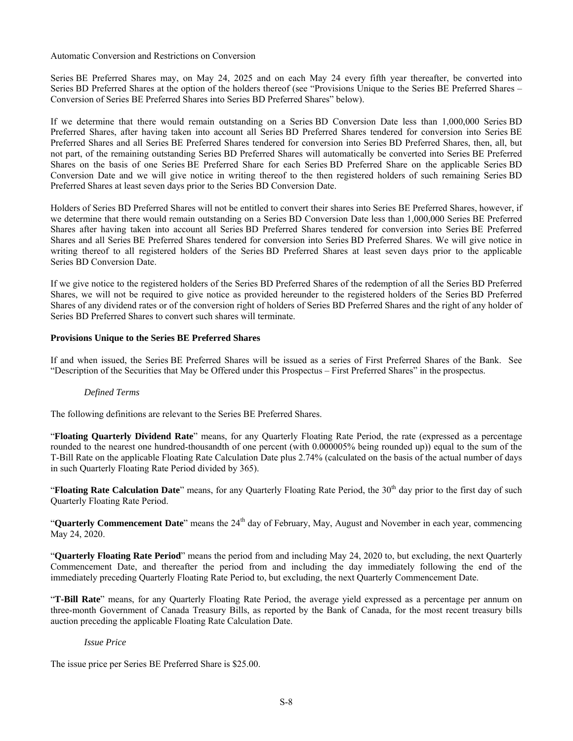Automatic Conversion and Restrictions on Conversion

Series BE Preferred Shares may, on May 24, 2025 and on each May 24 every fifth year thereafter, be converted into Series BD Preferred Shares at the option of the holders thereof (see "Provisions Unique to the Series BE Preferred Shares – Conversion of Series BE Preferred Shares into Series BD Preferred Shares" below).

If we determine that there would remain outstanding on a Series BD Conversion Date less than 1,000,000 Series BD Preferred Shares, after having taken into account all Series BD Preferred Shares tendered for conversion into Series BE Preferred Shares and all Series BE Preferred Shares tendered for conversion into Series BD Preferred Shares, then, all, but not part, of the remaining outstanding Series BD Preferred Shares will automatically be converted into Series BE Preferred Shares on the basis of one Series BE Preferred Share for each Series BD Preferred Share on the applicable Series BD Conversion Date and we will give notice in writing thereof to the then registered holders of such remaining Series BD Preferred Shares at least seven days prior to the Series BD Conversion Date.

Holders of Series BD Preferred Shares will not be entitled to convert their shares into Series BE Preferred Shares, however, if we determine that there would remain outstanding on a Series BD Conversion Date less than 1,000,000 Series BE Preferred Shares after having taken into account all Series BD Preferred Shares tendered for conversion into Series BE Preferred Shares and all Series BE Preferred Shares tendered for conversion into Series BD Preferred Shares. We will give notice in writing thereof to all registered holders of the Series BD Preferred Shares at least seven days prior to the applicable Series BD Conversion Date.

If we give notice to the registered holders of the Series BD Preferred Shares of the redemption of all the Series BD Preferred Shares, we will not be required to give notice as provided hereunder to the registered holders of the Series BD Preferred Shares of any dividend rates or of the conversion right of holders of Series BD Preferred Shares and the right of any holder of Series BD Preferred Shares to convert such shares will terminate.

## Provisions Unique to the Series BE Preferred Shares

If and when issued, the Series BE Preferred Shares will be issued as a series of First Preferred Shares of the Bank. See "Description of the Securities that May be Offered under this Prospectus – First Preferred Shares" in the prospectus.

*Defined Terms*

The following definitions are relevant to the Series BE Preferred Shares.

"**Floating Quarterly Dividend Rate**" means, for any Quarterly Floating Rate Period, the rate (expressed as a percentage rounded to the nearest one hundred-thousandth of one percent (with 0.000005% being rounded up)) equal to the sum of the T-Bill Rate on the applicable Floating Rate Calculation Date plus 2.74% (calculated on the basis of the actual number of days in such Quarterly Floating Rate Period divided by 365).

"**Floating Rate Calculation Date**" means, for any Quarterly Floating Rate Period, the 30th day prior to the first day of such Quarterly Floating Rate Period.

"**Quarterly Commencement Date**" means the 24th day of February, May, August and November in each year, commencing May 24, 2020.

"**Quarterly Floating Rate Period**" means the period from and including May 24, 2020 to, but excluding, the next Quarterly Commencement Date, and thereafter the period from and including the day immediately following the end of the immediately preceding Quarterly Floating Rate Period to, but excluding, the next Quarterly Commencement Date.

"**T-Bill Rate**" means, for any Quarterly Floating Rate Period, the average yield expressed as a percentage per annum on three-month Government of Canada Treasury Bills, as reported by the Bank of Canada, for the most recent treasury bills auction preceding the applicable Floating Rate Calculation Date.

*Issue Price*

The issue price per Series BE Preferred Share is $25.00.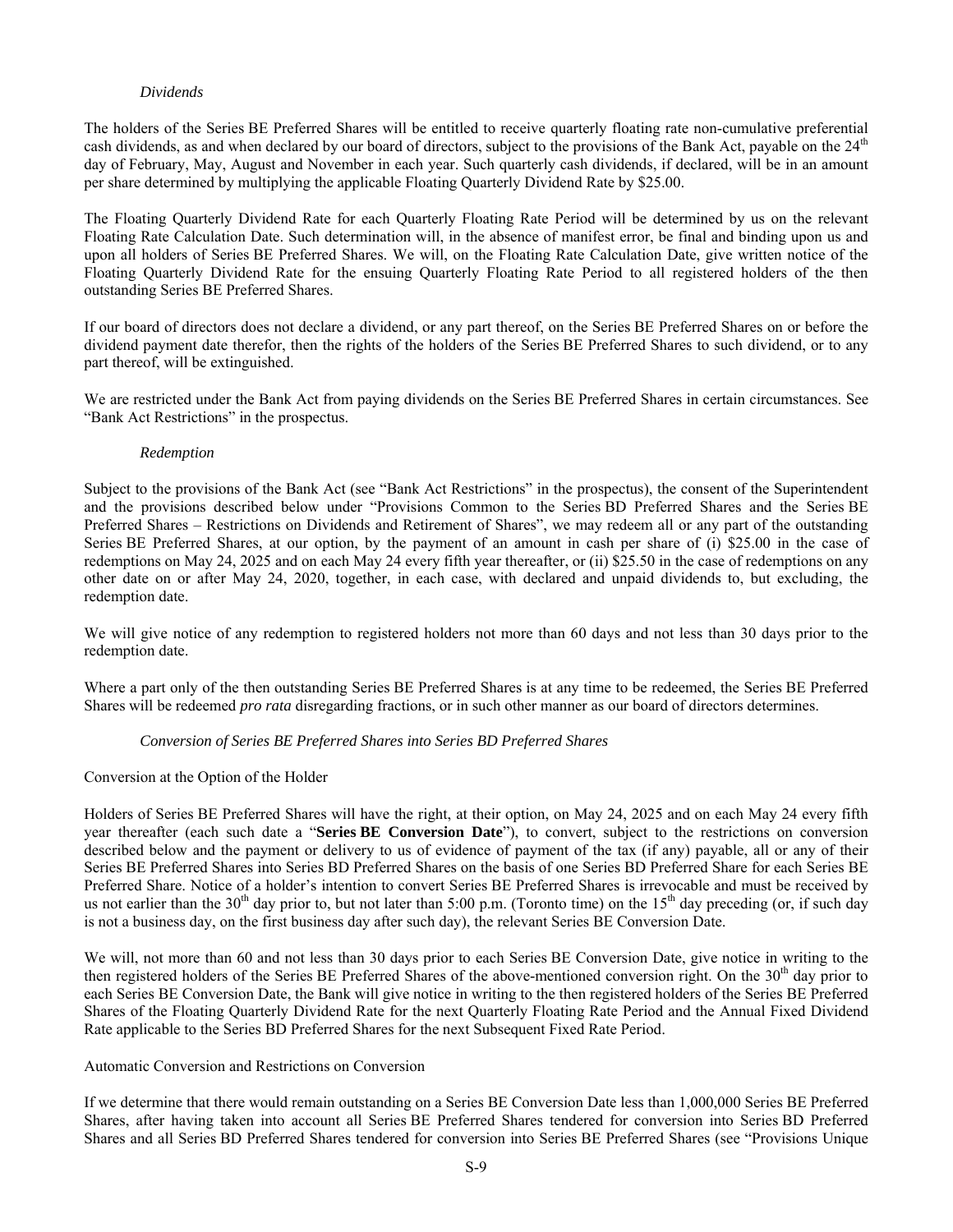*Dividends*

The holders of the Series BE Preferred Shares will be entitled to receive quarterly floating rate non-cumulative preferential cash dividends, as and when declared by our board of directors, subject to the provisions of the Bank Act, payable on the 24th day of February, May, August and November in each year. Such quarterly cash dividends, if declared, will be in an amount per share determined by multiplying the applicable Floating Quarterly Dividend Rate by $25.00.

The Floating Quarterly Dividend Rate for each Quarterly Floating Rate Period will be determined by us on the relevant Floating Rate Calculation Date. Such determination will, in the absence of manifest error, be final and binding upon us and upon all holders of Series BE Preferred Shares. We will, on the Floating Rate Calculation Date, give written notice of the Floating Quarterly Dividend Rate for the ensuing Quarterly Floating Rate Period to all registered holders of the then outstanding Series BE Preferred Shares.

If our board of directors does not declare a dividend, or any part thereof, on the Series BE Preferred Shares on or before the dividend payment date therefor, then the rights of the holders of the Series BE Preferred Shares to such dividend, or to any part thereof, will be extinguished.

We are restricted under the Bank Act from paying dividends on the Series BE Preferred Shares in certain circumstances. See "Bank Act Restrictions" in the prospectus.

*Redemption*

Subject to the provisions of the Bank Act (see "Bank Act Restrictions" in the prospectus), the consent of the Superintendent and the provisions described below under "Provisions Common to the Series BD Preferred Shares and the Series BE Preferred Shares – Restrictions on Dividends and Retirement of Shares", we may redeem all or any part of the outstanding Series BE Preferred Shares, at our option, by the payment of an amount in cash per share of (i) $25.00 in the case of redemptions on May 24, 2025 and on each May 24 every fifth year thereafter, or (ii) $25.50 in the case of redemptions on any other date on or after May 24, 2020, together, in each case, with declared and unpaid dividends to, but excluding, the redemption date.

We will give notice of any redemption to registered holders not more than 60 days and not less than 30 days prior to the redemption date.

Where a part only of the then outstanding Series BE Preferred Shares is at any time to be redeemed, the Series BE Preferred Shares will be redeemed *pro rata* disregarding fractions, or in such other manner as our board of directors determines.

*Conversion of Series BE Preferred Shares into Series BD Preferred Shares*

Conversion at the Option of the Holder

Holders of Series BE Preferred Shares will have the right, at their option, on May 24, 2025 and on each May 24 every fifth year thereafter (each such date a "**Series BE Conversion Date**"), to convert, subject to the restrictions on conversion described below and the payment or delivery to us of evidence of payment of the tax (if any) payable, all or any of their Series BE Preferred Shares into Series BD Preferred Shares on the basis of one Series BD Preferred Share for each Series BE Preferred Share. Notice of a holder's intention to convert Series BE Preferred Shares is irrevocable and must be received by us not earlier than the 30th day prior to, but not later than 5:00 p.m. (Toronto time) on the 15th day preceding (or, if such day is not a business day, on the first business day after such day), the relevant Series BE Conversion Date.

We will, not more than 60 and not less than 30 days prior to each Series BE Conversion Date, give notice in writing to the then registered holders of the Series BE Preferred Shares of the above-mentioned conversion right. On the 30th day prior to each Series BE Conversion Date, the Bank will give notice in writing to the then registered holders of the Series BE Preferred Shares of the Floating Quarterly Dividend Rate for the next Quarterly Floating Rate Period and the Annual Fixed Dividend Rate applicable to the Series BD Preferred Shares for the next Subsequent Fixed Rate Period.

Automatic Conversion and Restrictions on Conversion

If we determine that there would remain outstanding on a Series BE Conversion Date less than 1,000,000 Series BE Preferred Shares, after having taken into account all Series BE Preferred Shares tendered for conversion into Series BD Preferred Shares and all Series BD Preferred Shares tendered for conversion into Series BE Preferred Shares (see "Provisions Unique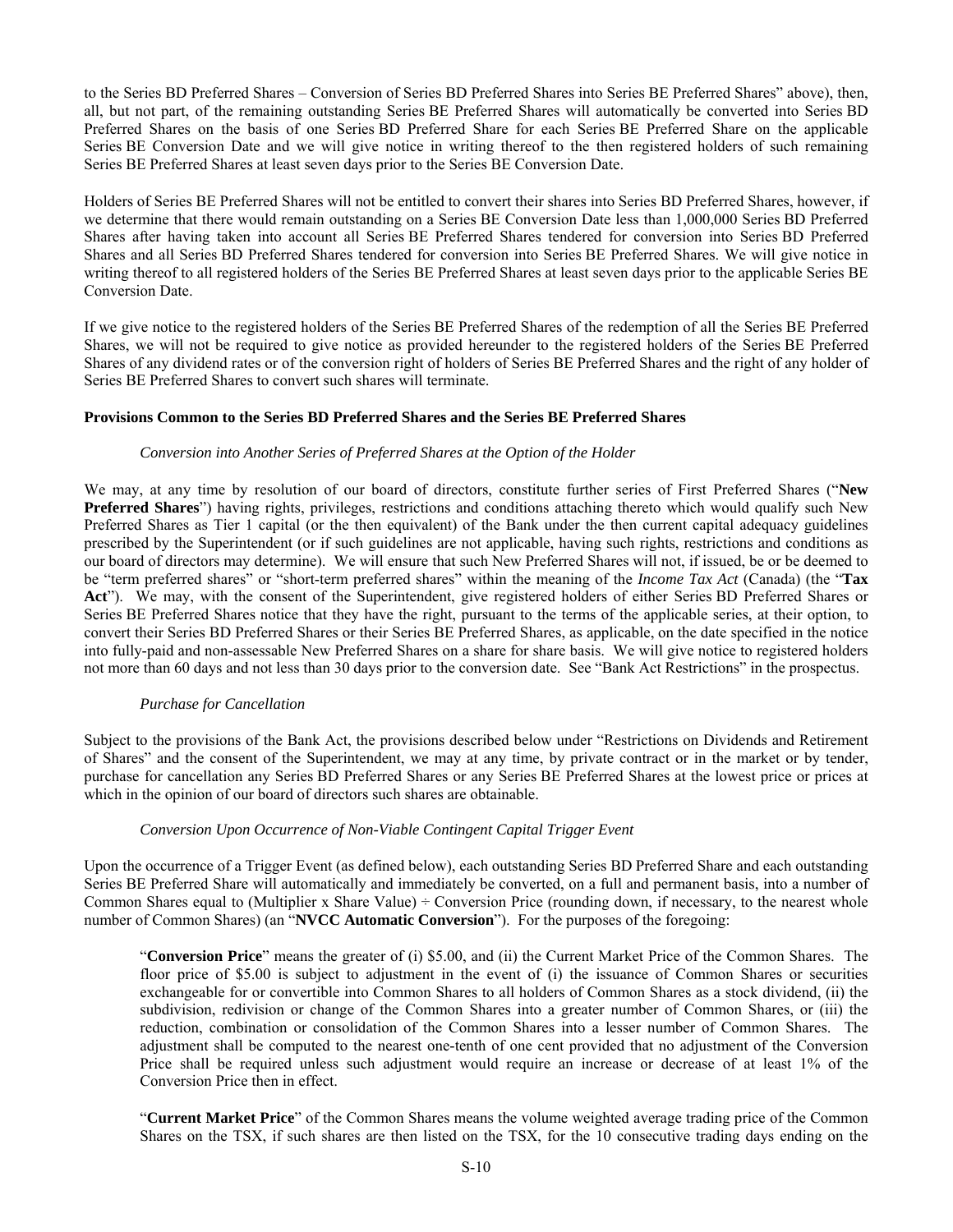to the Series BD Preferred Shares – Conversion of Series BD Preferred Shares into Series BE Preferred Shares" above), then, all, but not part, of the remaining outstanding Series BE Preferred Shares will automatically be converted into Series BD Preferred Shares on the basis of one Series BD Preferred Share for each Series BE Preferred Share on the applicable Series BE Conversion Date and we will give notice in writing thereof to the then registered holders of such remaining Series BE Preferred Shares at least seven days prior to the Series BE Conversion Date.

Holders of Series BE Preferred Shares will not be entitled to convert their shares into Series BD Preferred Shares, however, if we determine that there would remain outstanding on a Series BE Conversion Date less than 1,000,000 Series BD Preferred Shares after having taken into account all Series BE Preferred Shares tendered for conversion into Series BD Preferred Shares and all Series BD Preferred Shares tendered for conversion into Series BE Preferred Shares. We will give notice in writing thereof to all registered holders of the Series BE Preferred Shares at least seven days prior to the applicable Series BE Conversion Date.

If we give notice to the registered holders of the Series BE Preferred Shares of the redemption of all the Series BE Preferred Shares, we will not be required to give notice as provided hereunder to the registered holders of the Series BE Preferred Shares of any dividend rates or of the conversion right of holders of Series BE Preferred Shares and the right of any holder of Series BE Preferred Shares to convert such shares will terminate.

### Provisions Common to the Series BD Preferred Shares and the Series BE Preferred Shares

*Conversion into Another Series of Preferred Shares at the Option of the Holder*

We may, at any time by resolution of our board of directors, constitute further series of First Preferred Shares ("**New Preferred Shares**") having rights, privileges, restrictions and conditions attaching thereto which would qualify such New Preferred Shares as Tier 1 capital (or the then equivalent) of the Bank under the then current capital adequacy guidelines prescribed by the Superintendent (or if such guidelines are not applicable, having such rights, restrictions and conditions as our board of directors may determine). We will ensure that such New Preferred Shares will not, if issued, be or be deemed to be "term preferred shares" or "short-term preferred shares" within the meaning of the *Income Tax Act* (Canada) (the "**Tax Act**"). We may, with the consent of the Superintendent, give registered holders of either Series BD Preferred Shares or Series BE Preferred Shares notice that they have the right, pursuant to the terms of the applicable series, at their option, to convert their Series BD Preferred Shares or their Series BE Preferred Shares, as applicable, on the date specified in the notice into fully-paid and non-assessable New Preferred Shares on a share for share basis. We will give notice to registered holders not more than 60 days and not less than 30 days prior to the conversion date. See "Bank Act Restrictions" in the prospectus.

*Purchase for Cancellation*

Subject to the provisions of the Bank Act, the provisions described below under "Restrictions on Dividends and Retirement of Shares" and the consent of the Superintendent, we may at any time, by private contract or in the market or by tender, purchase for cancellation any Series BD Preferred Shares or any Series BE Preferred Shares at the lowest price or prices at which in the opinion of our board of directors such shares are obtainable.

*Conversion Upon Occurrence of Non-Viable Contingent Capital Trigger Event*

Upon the occurrence of a Trigger Event (as defined below), each outstanding Series BD Preferred Share and each outstanding Series BE Preferred Share will automatically and immediately be converted, on a full and permanent basis, into a number of Common Shares equal to (Multiplier x Share Value) ÷ Conversion Price (rounding down, if necessary, to the nearest whole number of Common Shares) (an "**NVCC Automatic Conversion**"). For the purposes of the foregoing:

> "**Conversion Price**" means the greater of (i) $5.00, and (ii) the Current Market Price of the Common Shares. The floor price of $5.00 is subject to adjustment in the event of (i) the issuance of Common Shares or securities exchangeable for or convertible into Common Shares to all holders of Common Shares as a stock dividend, (ii) the subdivision, redivision or change of the Common Shares into a greater number of Common Shares, or (iii) the reduction, combination or consolidation of the Common Shares into a lesser number of Common Shares. The adjustment shall be computed to the nearest one-tenth of one cent provided that no adjustment of the Conversion Price shall be required unless such adjustment would require an increase or decrease of at least 1% of the Conversion Price then in effect.
>
> "**Current Market Price**" of the Common Shares means the volume weighted average trading price of the Common Shares on the TSX, if such shares are then listed on the TSX, for the 10 consecutive trading days ending on the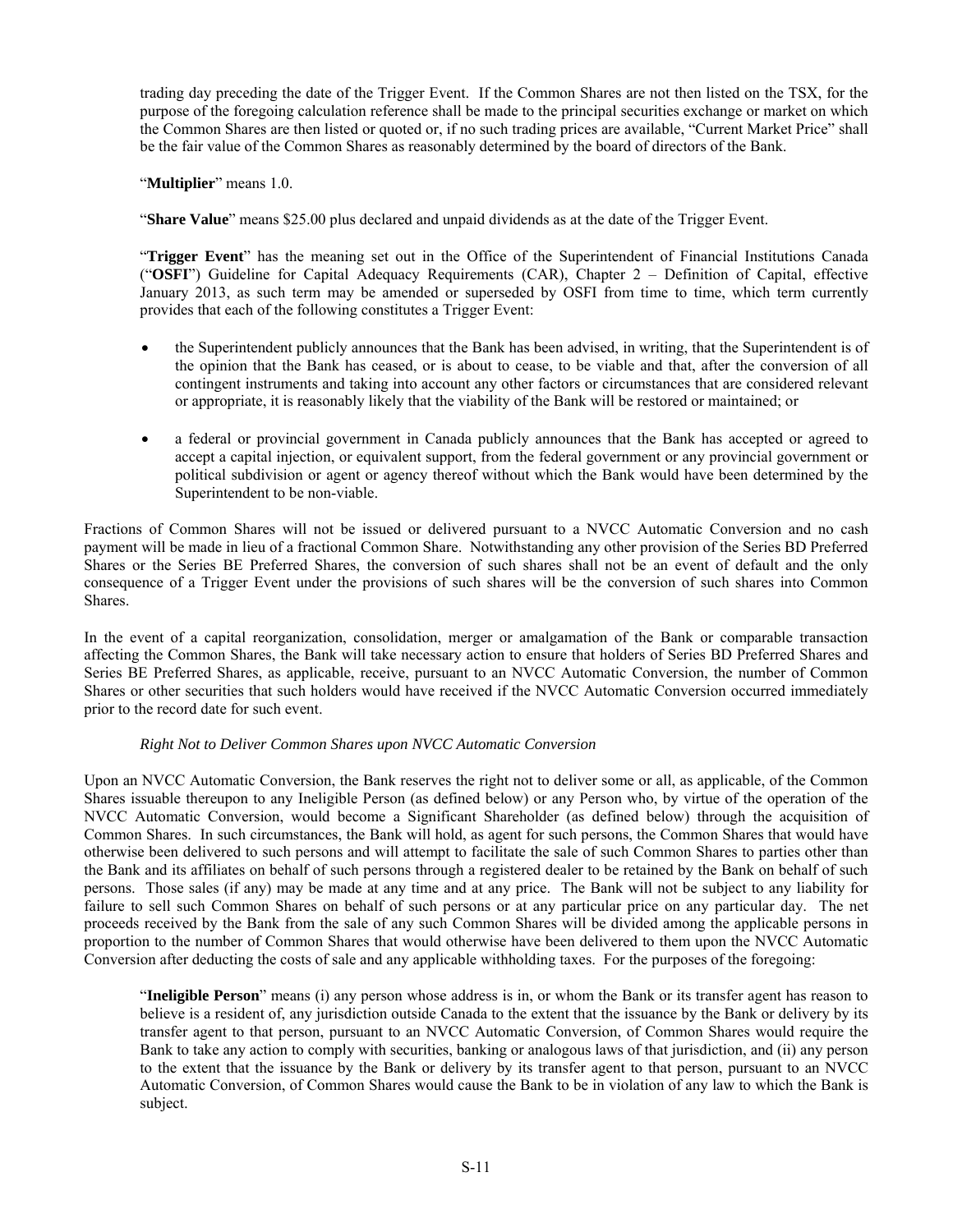trading day preceding the date of the Trigger Event. If the Common Shares are not then listed on the TSX, for the purpose of the foregoing calculation reference shall be made to the principal securities exchange or market on which the Common Shares are then listed or quoted or, if no such trading prices are available, "Current Market Price" shall be the fair value of the Common Shares as reasonably determined by the board of directors of the Bank.

"**Multiplier**" means 1.0.

"**Share Value**" means $25.00 plus declared and unpaid dividends as at the date of the Trigger Event.

"**Trigger Event**" has the meaning set out in the Office of the Superintendent of Financial Institutions Canada ("**OSFI**") Guideline for Capital Adequacy Requirements (CAR), Chapter 2 – Definition of Capital, effective January 2013, as such term may be amended or superseded by OSFI from time to time, which term currently provides that each of the following constitutes a Trigger Event:

- the Superintendent publicly announces that the Bank has been advised, in writing, that the Superintendent is of the opinion that the Bank has ceased, or is about to cease, to be viable and that, after the conversion of all contingent instruments and taking into account any other factors or circumstances that are considered relevant or appropriate, it is reasonably likely that the viability of the Bank will be restored or maintained; or

- a federal or provincial government in Canada publicly announces that the Bank has accepted or agreed to accept a capital injection, or equivalent support, from the federal government or any provincial government or political subdivision or agent or agency thereof without which the Bank would have been determined by the Superintendent to be non-viable.

Fractions of Common Shares will not be issued or delivered pursuant to a NVCC Automatic Conversion and no cash payment will be made in lieu of a fractional Common Share. Notwithstanding any other provision of the Series BD Preferred Shares or the Series BE Preferred Shares, the conversion of such shares shall not be an event of default and the only consequence of a Trigger Event under the provisions of such shares will be the conversion of such shares into Common Shares.

In the event of a capital reorganization, consolidation, merger or amalgamation of the Bank or comparable transaction affecting the Common Shares, the Bank will take necessary action to ensure that holders of Series BD Preferred Shares and Series BE Preferred Shares, as applicable, receive, pursuant to an NVCC Automatic Conversion, the number of Common Shares or other securities that such holders would have received if the NVCC Automatic Conversion occurred immediately prior to the record date for such event.

*Right Not to Deliver Common Shares upon NVCC Automatic Conversion*

Upon an NVCC Automatic Conversion, the Bank reserves the right not to deliver some or all, as applicable, of the Common Shares issuable thereupon to any Ineligible Person (as defined below) or any Person who, by virtue of the operation of the NVCC Automatic Conversion, would become a Significant Shareholder (as defined below) through the acquisition of Common Shares. In such circumstances, the Bank will hold, as agent for such persons, the Common Shares that would have otherwise been delivered to such persons and will attempt to facilitate the sale of such Common Shares to parties other than the Bank and its affiliates on behalf of such persons through a registered dealer to be retained by the Bank on behalf of such persons. Those sales (if any) may be made at any time and at any price. The Bank will not be subject to any liability for failure to sell such Common Shares on behalf of such persons or at any particular price on any particular day. The net proceeds received by the Bank from the sale of any such Common Shares will be divided among the applicable persons in proportion to the number of Common Shares that would otherwise have been delivered to them upon the NVCC Automatic Conversion after deducting the costs of sale and any applicable withholding taxes. For the purposes of the foregoing:

"**Ineligible Person**" means (i) any person whose address is in, or whom the Bank or its transfer agent has reason to believe is a resident of, any jurisdiction outside Canada to the extent that the issuance by the Bank or delivery by its transfer agent to that person, pursuant to an NVCC Automatic Conversion, of Common Shares would require the Bank to take any action to comply with securities, banking or analogous laws of that jurisdiction, and (ii) any person to the extent that the issuance by the Bank or delivery by its transfer agent to that person, pursuant to an NVCC Automatic Conversion, of Common Shares would cause the Bank to be in violation of any law to which the Bank is subject.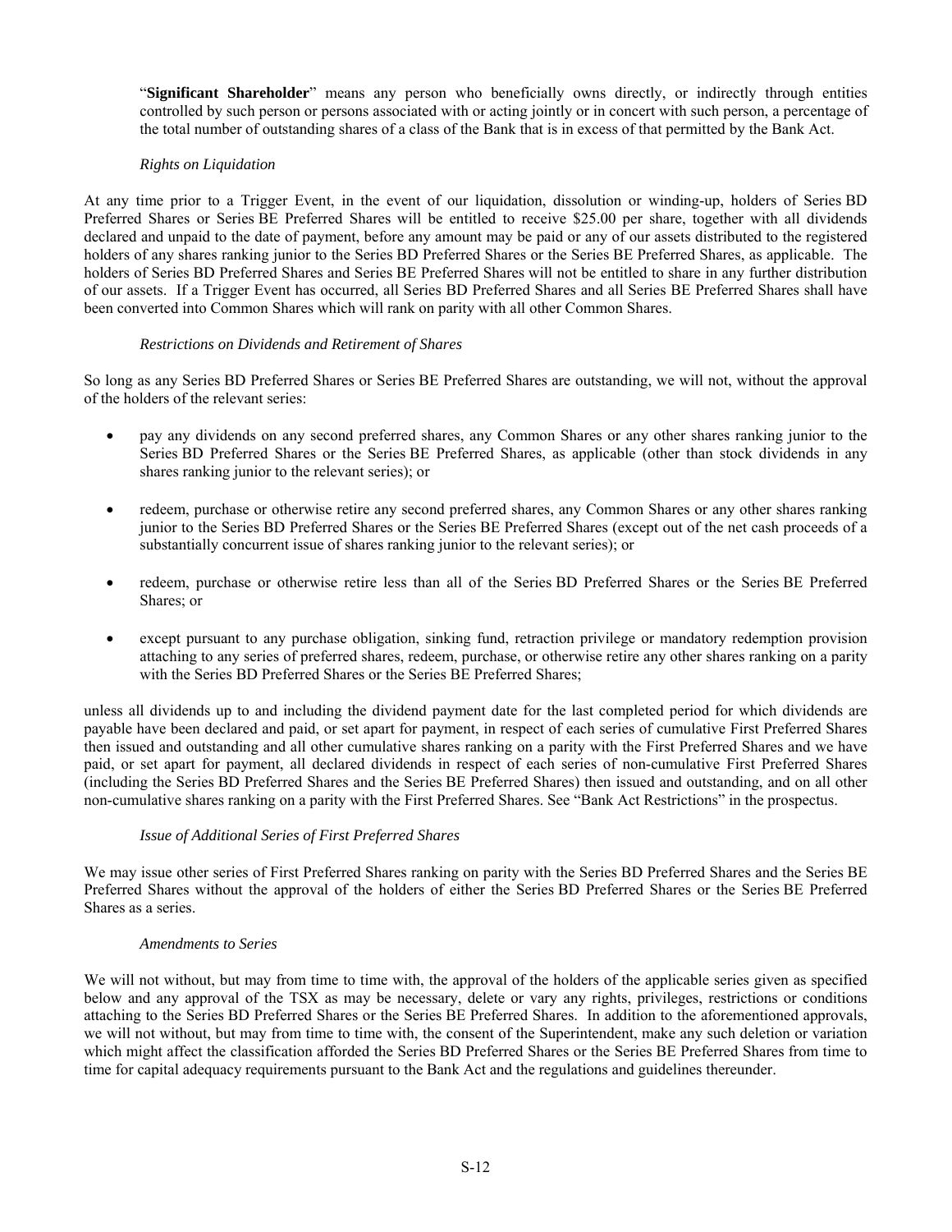"**Significant Shareholder**" means any person who beneficially owns directly, or indirectly through entities controlled by such person or persons associated with or acting jointly or in concert with such person, a percentage of the total number of outstanding shares of a class of the Bank that is in excess of that permitted by the Bank Act.

*Rights on Liquidation*

At any time prior to a Trigger Event, in the event of our liquidation, dissolution or winding-up, holders of Series BD Preferred Shares or Series BE Preferred Shares will be entitled to receive $25.00 per share, together with all dividends declared and unpaid to the date of payment, before any amount may be paid or any of our assets distributed to the registered holders of any shares ranking junior to the Series BD Preferred Shares or the Series BE Preferred Shares, as applicable. The holders of Series BD Preferred Shares and Series BE Preferred Shares will not be entitled to share in any further distribution of our assets. If a Trigger Event has occurred, all Series BD Preferred Shares and all Series BE Preferred Shares shall have been converted into Common Shares which will rank on parity with all other Common Shares.

*Restrictions on Dividends and Retirement of Shares*

So long as any Series BD Preferred Shares or Series BE Preferred Shares are outstanding, we will not, without the approval of the holders of the relevant series:

- pay any dividends on any second preferred shares, any Common Shares or any other shares ranking junior to the Series BD Preferred Shares or the Series BE Preferred Shares, as applicable (other than stock dividends in any shares ranking junior to the relevant series); or
- redeem, purchase or otherwise retire any second preferred shares, any Common Shares or any other shares ranking junior to the Series BD Preferred Shares or the Series BE Preferred Shares (except out of the net cash proceeds of a substantially concurrent issue of shares ranking junior to the relevant series); or
- redeem, purchase or otherwise retire less than all of the Series BD Preferred Shares or the Series BE Preferred Shares; or
- except pursuant to any purchase obligation, sinking fund, retraction privilege or mandatory redemption provision attaching to any series of preferred shares, redeem, purchase, or otherwise retire any other shares ranking on a parity with the Series BD Preferred Shares or the Series BE Preferred Shares;

unless all dividends up to and including the dividend payment date for the last completed period for which dividends are payable have been declared and paid, or set apart for payment, in respect of each series of cumulative First Preferred Shares then issued and outstanding and all other cumulative shares ranking on a parity with the First Preferred Shares and we have paid, or set apart for payment, all declared dividends in respect of each series of non-cumulative First Preferred Shares (including the Series BD Preferred Shares and the Series BE Preferred Shares) then issued and outstanding, and on all other non-cumulative shares ranking on a parity with the First Preferred Shares. See "Bank Act Restrictions" in the prospectus.

*Issue of Additional Series of First Preferred Shares*

We may issue other series of First Preferred Shares ranking on parity with the Series BD Preferred Shares and the Series BE Preferred Shares without the approval of the holders of either the Series BD Preferred Shares or the Series BE Preferred Shares as a series.

*Amendments to Series*

We will not without, but may from time to time with, the approval of the holders of the applicable series given as specified below and any approval of the TSX as may be necessary, delete or vary any rights, privileges, restrictions or conditions attaching to the Series BD Preferred Shares or the Series BE Preferred Shares. In addition to the aforementioned approvals, we will not without, but may from time to time with, the consent of the Superintendent, make any such deletion or variation which might affect the classification afforded the Series BD Preferred Shares or the Series BE Preferred Shares from time to time for capital adequacy requirements pursuant to the Bank Act and the regulations and guidelines thereunder.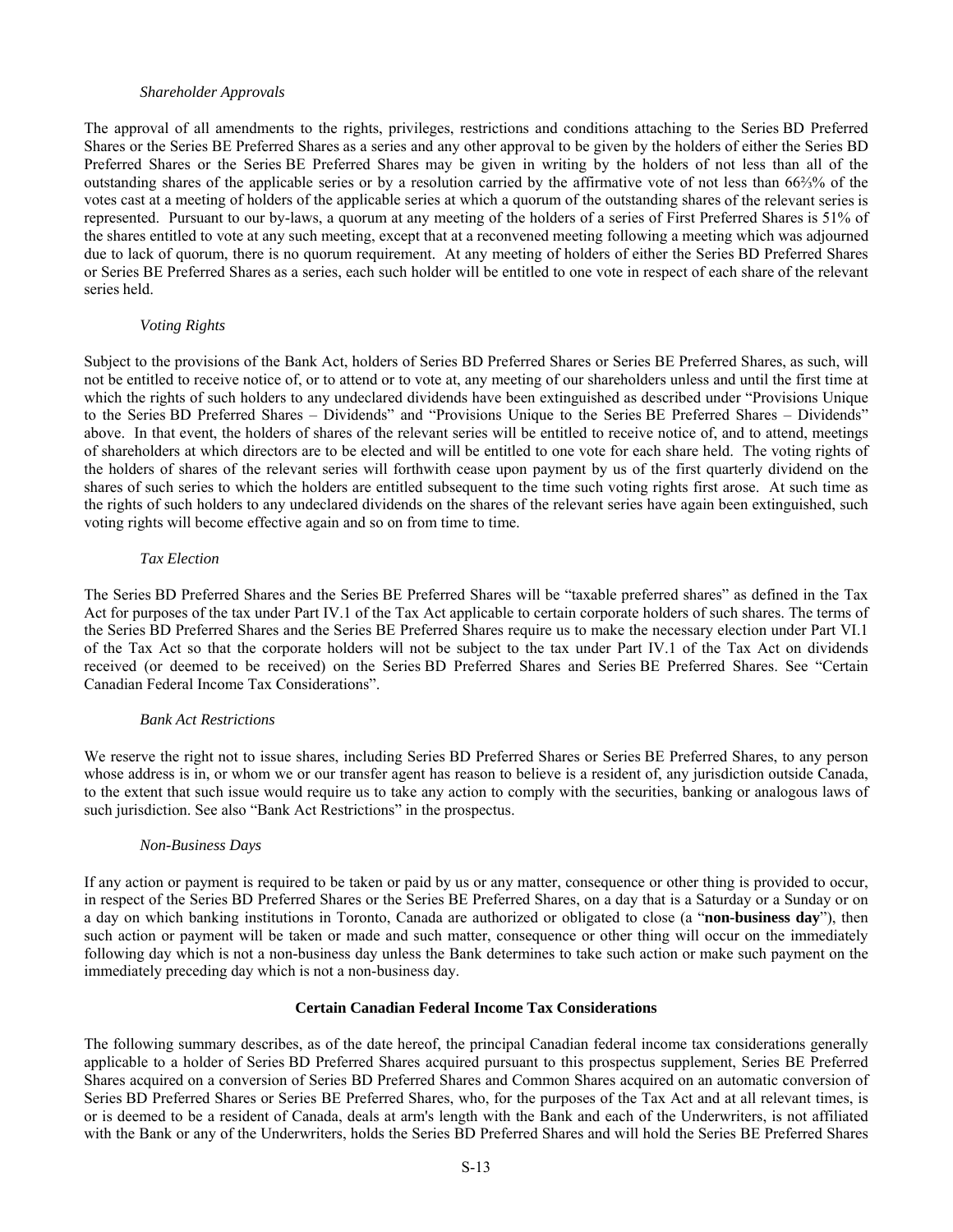*Shareholder Approvals*

The approval of all amendments to the rights, privileges, restrictions and conditions attaching to the Series BD Preferred Shares or the Series BE Preferred Shares as a series and any other approval to be given by the holders of either the Series BD Preferred Shares or the Series BE Preferred Shares may be given in writing by the holders of not less than all of the outstanding shares of the applicable series or by a resolution carried by the affirmative vote of not less than 66⅔% of the votes cast at a meeting of holders of the applicable series at which a quorum of the outstanding shares of the relevant series is represented. Pursuant to our by-laws, a quorum at any meeting of the holders of a series of First Preferred Shares is 51% of the shares entitled to vote at any such meeting, except that at a reconvened meeting following a meeting which was adjourned due to lack of quorum, there is no quorum requirement. At any meeting of holders of either the Series BD Preferred Shares or Series BE Preferred Shares as a series, each such holder will be entitled to one vote in respect of each share of the relevant series held.

*Voting Rights*

Subject to the provisions of the Bank Act, holders of Series BD Preferred Shares or Series BE Preferred Shares, as such, will not be entitled to receive notice of, or to attend or to vote at, any meeting of our shareholders unless and until the first time at which the rights of such holders to any undeclared dividends have been extinguished as described under "Provisions Unique to the Series BD Preferred Shares – Dividends" and "Provisions Unique to the Series BE Preferred Shares – Dividends" above. In that event, the holders of shares of the relevant series will be entitled to receive notice of, and to attend, meetings of shareholders at which directors are to be elected and will be entitled to one vote for each share held. The voting rights of the holders of shares of the relevant series will forthwith cease upon payment by us of the first quarterly dividend on the shares of such series to which the holders are entitled subsequent to the time such voting rights first arose. At such time as the rights of such holders to any undeclared dividends on the shares of the relevant series have again been extinguished, such voting rights will become effective again and so on from time to time.

*Tax Election*

The Series BD Preferred Shares and the Series BE Preferred Shares will be "taxable preferred shares" as defined in the Tax Act for purposes of the tax under Part IV.1 of the Tax Act applicable to certain corporate holders of such shares. The terms of the Series BD Preferred Shares and the Series BE Preferred Shares require us to make the necessary election under Part VI.1 of the Tax Act so that the corporate holders will not be subject to the tax under Part IV.1 of the Tax Act on dividends received (or deemed to be received) on the Series BD Preferred Shares and Series BE Preferred Shares. See "Certain Canadian Federal Income Tax Considerations".

*Bank Act Restrictions*

We reserve the right not to issue shares, including Series BD Preferred Shares or Series BE Preferred Shares, to any person whose address is in, or whom we or our transfer agent has reason to believe is a resident of, any jurisdiction outside Canada, to the extent that such issue would require us to take any action to comply with the securities, banking or analogous laws of such jurisdiction. See also "Bank Act Restrictions" in the prospectus.

*Non-Business Days*

If any action or payment is required to be taken or paid by us or any matter, consequence or other thing is provided to occur, in respect of the Series BD Preferred Shares or the Series BE Preferred Shares, on a day that is a Saturday or a Sunday or on a day on which banking institutions in Toronto, Canada are authorized or obligated to close (a "**non-business day**"), then such action or payment will be taken or made and such matter, consequence or other thing will occur on the immediately following day which is not a non-business day unless the Bank determines to take such action or make such payment on the immediately preceding day which is not a non-business day.

## Certain Canadian Federal Income Tax Considerations

The following summary describes, as of the date hereof, the principal Canadian federal income tax considerations generally applicable to a holder of Series BD Preferred Shares acquired pursuant to this prospectus supplement, Series BE Preferred Shares acquired on a conversion of Series BD Preferred Shares and Common Shares acquired on an automatic conversion of Series BD Preferred Shares or Series BE Preferred Shares, who, for the purposes of the Tax Act and at all relevant times, is or is deemed to be a resident of Canada, deals at arm's length with the Bank and each of the Underwriters, is not affiliated with the Bank or any of the Underwriters, holds the Series BD Preferred Shares and will hold the Series BE Preferred Shares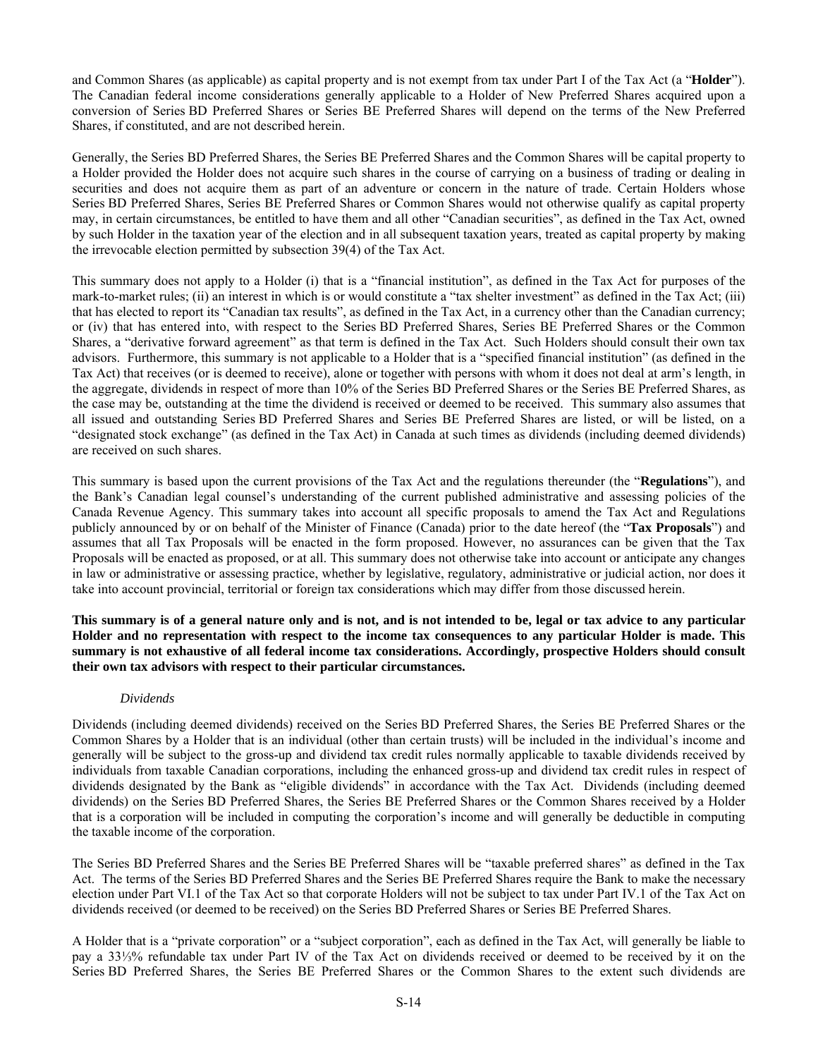and Common Shares (as applicable) as capital property and is not exempt from tax under Part I of the Tax Act (a "**Holder**"). The Canadian federal income considerations generally applicable to a Holder of New Preferred Shares acquired upon a conversion of Series BD Preferred Shares or Series BE Preferred Shares will depend on the terms of the New Preferred Shares, if constituted, and are not described herein.

Generally, the Series BD Preferred Shares, the Series BE Preferred Shares and the Common Shares will be capital property to a Holder provided the Holder does not acquire such shares in the course of carrying on a business of trading or dealing in securities and does not acquire them as part of an adventure or concern in the nature of trade. Certain Holders whose Series BD Preferred Shares, Series BE Preferred Shares or Common Shares would not otherwise qualify as capital property may, in certain circumstances, be entitled to have them and all other "Canadian securities", as defined in the Tax Act, owned by such Holder in the taxation year of the election and in all subsequent taxation years, treated as capital property by making the irrevocable election permitted by subsection 39(4) of the Tax Act.

This summary does not apply to a Holder (i) that is a "financial institution", as defined in the Tax Act for purposes of the mark-to-market rules; (ii) an interest in which is or would constitute a "tax shelter investment" as defined in the Tax Act; (iii) that has elected to report its "Canadian tax results", as defined in the Tax Act, in a currency other than the Canadian currency; or (iv) that has entered into, with respect to the Series BD Preferred Shares, Series BE Preferred Shares or the Common Shares, a "derivative forward agreement" as that term is defined in the Tax Act. Such Holders should consult their own tax advisors. Furthermore, this summary is not applicable to a Holder that is a "specified financial institution" (as defined in the Tax Act) that receives (or is deemed to receive), alone or together with persons with whom it does not deal at arm's length, in the aggregate, dividends in respect of more than 10% of the Series BD Preferred Shares or the Series BE Preferred Shares, as the case may be, outstanding at the time the dividend is received or deemed to be received. This summary also assumes that all issued and outstanding Series BD Preferred Shares and Series BE Preferred Shares are listed, or will be listed, on a "designated stock exchange" (as defined in the Tax Act) in Canada at such times as dividends (including deemed dividends) are received on such shares.

This summary is based upon the current provisions of the Tax Act and the regulations thereunder (the "**Regulations**"), and the Bank's Canadian legal counsel's understanding of the current published administrative and assessing policies of the Canada Revenue Agency. This summary takes into account all specific proposals to amend the Tax Act and Regulations publicly announced by or on behalf of the Minister of Finance (Canada) prior to the date hereof (the "**Tax Proposals**") and assumes that all Tax Proposals will be enacted in the form proposed. However, no assurances can be given that the Tax Proposals will be enacted as proposed, or at all. This summary does not otherwise take into account or anticipate any changes in law or administrative or assessing practice, whether by legislative, regulatory, administrative or judicial action, nor does it take into account provincial, territorial or foreign tax considerations which may differ from those discussed herein.

**This summary is of a general nature only and is not, and is not intended to be, legal or tax advice to any particular Holder and no representation with respect to the income tax consequences to any particular Holder is made. This summary is not exhaustive of all federal income tax considerations. Accordingly, prospective Holders should consult their own tax advisors with respect to their particular circumstances.**

*Dividends*

Dividends (including deemed dividends) received on the Series BD Preferred Shares, the Series BE Preferred Shares or the Common Shares by a Holder that is an individual (other than certain trusts) will be included in the individual's income and generally will be subject to the gross-up and dividend tax credit rules normally applicable to taxable dividends received by individuals from taxable Canadian corporations, including the enhanced gross-up and dividend tax credit rules in respect of dividends designated by the Bank as "eligible dividends" in accordance with the Tax Act. Dividends (including deemed dividends) on the Series BD Preferred Shares, the Series BE Preferred Shares or the Common Shares received by a Holder that is a corporation will be included in computing the corporation's income and will generally be deductible in computing the taxable income of the corporation.

The Series BD Preferred Shares and the Series BE Preferred Shares will be "taxable preferred shares" as defined in the Tax Act. The terms of the Series BD Preferred Shares and the Series BE Preferred Shares require the Bank to make the necessary election under Part VI.1 of the Tax Act so that corporate Holders will not be subject to tax under Part IV.1 of the Tax Act on dividends received (or deemed to be received) on the Series BD Preferred Shares or Series BE Preferred Shares.

A Holder that is a "private corporation" or a "subject corporation", each as defined in the Tax Act, will generally be liable to pay a 33⅓% refundable tax under Part IV of the Tax Act on dividends received or deemed to be received by it on the Series BD Preferred Shares, the Series BE Preferred Shares or the Common Shares to the extent such dividends are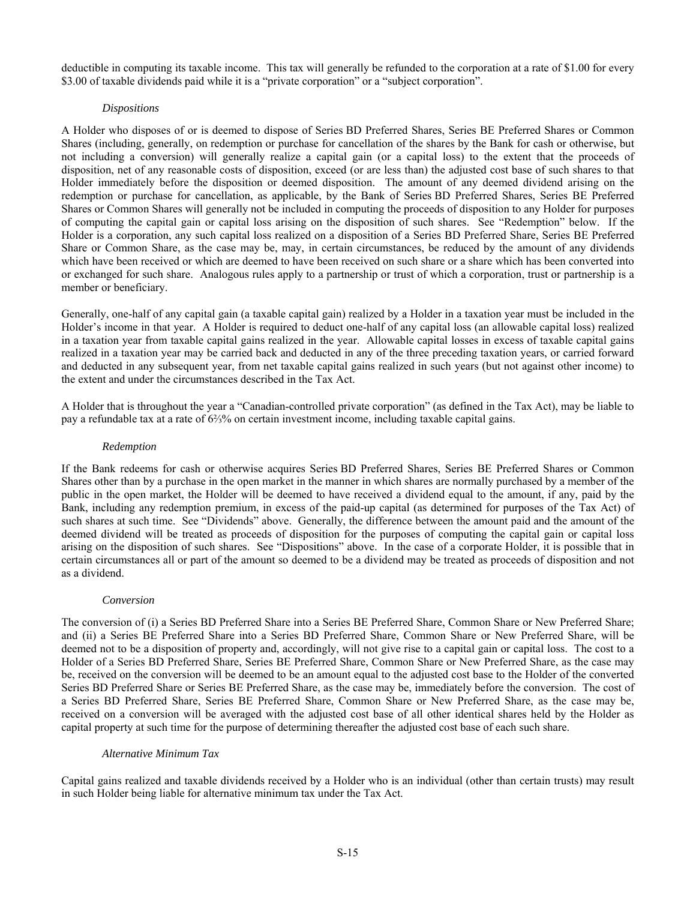deductible in computing its taxable income. This tax will generally be refunded to the corporation at a rate of $1.00 for every $3.00 of taxable dividends paid while it is a "private corporation" or a "subject corporation".

*Dispositions*

A Holder who disposes of or is deemed to dispose of Series BD Preferred Shares, Series BE Preferred Shares or Common Shares (including, generally, on redemption or purchase for cancellation of the shares by the Bank for cash or otherwise, but not including a conversion) will generally realize a capital gain (or a capital loss) to the extent that the proceeds of disposition, net of any reasonable costs of disposition, exceed (or are less than) the adjusted cost base of such shares to that Holder immediately before the disposition or deemed disposition. The amount of any deemed dividend arising on the redemption or purchase for cancellation, as applicable, by the Bank of Series BD Preferred Shares, Series BE Preferred Shares or Common Shares will generally not be included in computing the proceeds of disposition to any Holder for purposes of computing the capital gain or capital loss arising on the disposition of such shares. See "Redemption" below. If the Holder is a corporation, any such capital loss realized on a disposition of a Series BD Preferred Share, Series BE Preferred Share or Common Share, as the case may be, may, in certain circumstances, be reduced by the amount of any dividends which have been received or which are deemed to have been received on such share or a share which has been converted into or exchanged for such share. Analogous rules apply to a partnership or trust of which a corporation, trust or partnership is a member or beneficiary.

Generally, one-half of any capital gain (a taxable capital gain) realized by a Holder in a taxation year must be included in the Holder's income in that year. A Holder is required to deduct one-half of any capital loss (an allowable capital loss) realized in a taxation year from taxable capital gains realized in the year. Allowable capital losses in excess of taxable capital gains realized in a taxation year may be carried back and deducted in any of the three preceding taxation years, or carried forward and deducted in any subsequent year, from net taxable capital gains realized in such years (but not against other income) to the extent and under the circumstances described in the Tax Act.

A Holder that is throughout the year a "Canadian-controlled private corporation" (as defined in the Tax Act), may be liable to pay a refundable tax at a rate of 6⅔% on certain investment income, including taxable capital gains.

*Redemption*

If the Bank redeems for cash or otherwise acquires Series BD Preferred Shares, Series BE Preferred Shares or Common Shares other than by a purchase in the open market in the manner in which shares are normally purchased by a member of the public in the open market, the Holder will be deemed to have received a dividend equal to the amount, if any, paid by the Bank, including any redemption premium, in excess of the paid-up capital (as determined for purposes of the Tax Act) of such shares at such time. See "Dividends" above. Generally, the difference between the amount paid and the amount of the deemed dividend will be treated as proceeds of disposition for the purposes of computing the capital gain or capital loss arising on the disposition of such shares. See "Dispositions" above. In the case of a corporate Holder, it is possible that in certain circumstances all or part of the amount so deemed to be a dividend may be treated as proceeds of disposition and not as a dividend.

*Conversion*

The conversion of (i) a Series BD Preferred Share into a Series BE Preferred Share, Common Share or New Preferred Share; and (ii) a Series BE Preferred Share into a Series BD Preferred Share, Common Share or New Preferred Share, will be deemed not to be a disposition of property and, accordingly, will not give rise to a capital gain or capital loss. The cost to a Holder of a Series BD Preferred Share, Series BE Preferred Share, Common Share or New Preferred Share, as the case may be, received on the conversion will be deemed to be an amount equal to the adjusted cost base to the Holder of the converted Series BD Preferred Share or Series BE Preferred Share, as the case may be, immediately before the conversion. The cost of a Series BD Preferred Share, Series BE Preferred Share, Common Share or New Preferred Share, as the case may be, received on a conversion will be averaged with the adjusted cost base of all other identical shares held by the Holder as capital property at such time for the purpose of determining thereafter the adjusted cost base of each such share.

*Alternative Minimum Tax*

Capital gains realized and taxable dividends received by a Holder who is an individual (other than certain trusts) may result in such Holder being liable for alternative minimum tax under the Tax Act.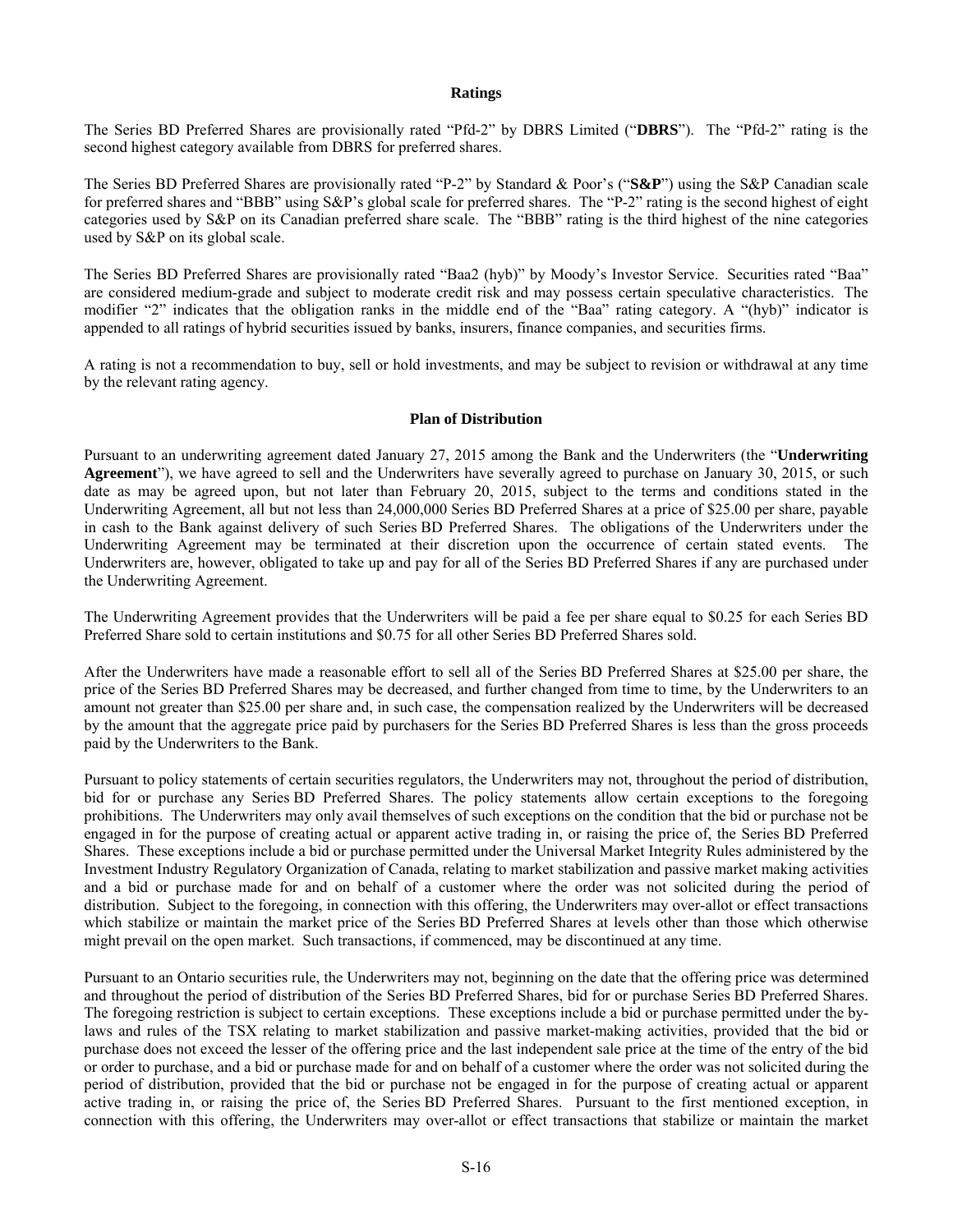## Ratings

The Series BD Preferred Shares are provisionally rated "Pfd-2" by DBRS Limited ("**DBRS**"). The "Pfd-2" rating is the second highest category available from DBRS for preferred shares.

The Series BD Preferred Shares are provisionally rated "P-2" by Standard & Poor's ("**S&P**") using the S&P Canadian scale for preferred shares and "BBB" using S&P's global scale for preferred shares. The "P-2" rating is the second highest of eight categories used by S&P on its Canadian preferred share scale. The "BBB" rating is the third highest of the nine categories used by S&P on its global scale.

The Series BD Preferred Shares are provisionally rated "Baa2 (hyb)" by Moody's Investor Service. Securities rated "Baa" are considered medium-grade and subject to moderate credit risk and may possess certain speculative characteristics. The modifier "2" indicates that the obligation ranks in the middle end of the "Baa" rating category. A "(hyb)" indicator is appended to all ratings of hybrid securities issued by banks, insurers, finance companies, and securities firms.

A rating is not a recommendation to buy, sell or hold investments, and may be subject to revision or withdrawal at any time by the relevant rating agency.

## Plan of Distribution

Pursuant to an underwriting agreement dated January 27, 2015 among the Bank and the Underwriters (the "**Underwriting Agreement**"), we have agreed to sell and the Underwriters have severally agreed to purchase on January 30, 2015, or such date as may be agreed upon, but not later than February 20, 2015, subject to the terms and conditions stated in the Underwriting Agreement, all but not less than 24,000,000 Series BD Preferred Shares at a price of $25.00 per share, payable in cash to the Bank against delivery of such Series BD Preferred Shares. The obligations of the Underwriters under the Underwriting Agreement may be terminated at their discretion upon the occurrence of certain stated events. The Underwriters are, however, obligated to take up and pay for all of the Series BD Preferred Shares if any are purchased under the Underwriting Agreement.

The Underwriting Agreement provides that the Underwriters will be paid a fee per share equal to $0.25 for each Series BD Preferred Share sold to certain institutions and $0.75 for all other Series BD Preferred Shares sold.

After the Underwriters have made a reasonable effort to sell all of the Series BD Preferred Shares at $25.00 per share, the price of the Series BD Preferred Shares may be decreased, and further changed from time to time, by the Underwriters to an amount not greater than $25.00 per share and, in such case, the compensation realized by the Underwriters will be decreased by the amount that the aggregate price paid by purchasers for the Series BD Preferred Shares is less than the gross proceeds paid by the Underwriters to the Bank.

Pursuant to policy statements of certain securities regulators, the Underwriters may not, throughout the period of distribution, bid for or purchase any Series BD Preferred Shares. The policy statements allow certain exceptions to the foregoing prohibitions. The Underwriters may only avail themselves of such exceptions on the condition that the bid or purchase not be engaged in for the purpose of creating actual or apparent active trading in, or raising the price of, the Series BD Preferred Shares. These exceptions include a bid or purchase permitted under the Universal Market Integrity Rules administered by the Investment Industry Regulatory Organization of Canada, relating to market stabilization and passive market making activities and a bid or purchase made for and on behalf of a customer where the order was not solicited during the period of distribution. Subject to the foregoing, in connection with this offering, the Underwriters may over-allot or effect transactions which stabilize or maintain the market price of the Series BD Preferred Shares at levels other than those which otherwise might prevail on the open market. Such transactions, if commenced, may be discontinued at any time.

Pursuant to an Ontario securities rule, the Underwriters may not, beginning on the date that the offering price was determined and throughout the period of distribution of the Series BD Preferred Shares, bid for or purchase Series BD Preferred Shares. The foregoing restriction is subject to certain exceptions. These exceptions include a bid or purchase permitted under the by-laws and rules of the TSX relating to market stabilization and passive market-making activities, provided that the bid or purchase does not exceed the lesser of the offering price and the last independent sale price at the time of the entry of the bid or order to purchase, and a bid or purchase made for and on behalf of a customer where the order was not solicited during the period of distribution, provided that the bid or purchase not be engaged in for the purpose of creating actual or apparent active trading in, or raising the price of, the Series BD Preferred Shares. Pursuant to the first mentioned exception, in connection with this offering, the Underwriters may over-allot or effect transactions that stabilize or maintain the market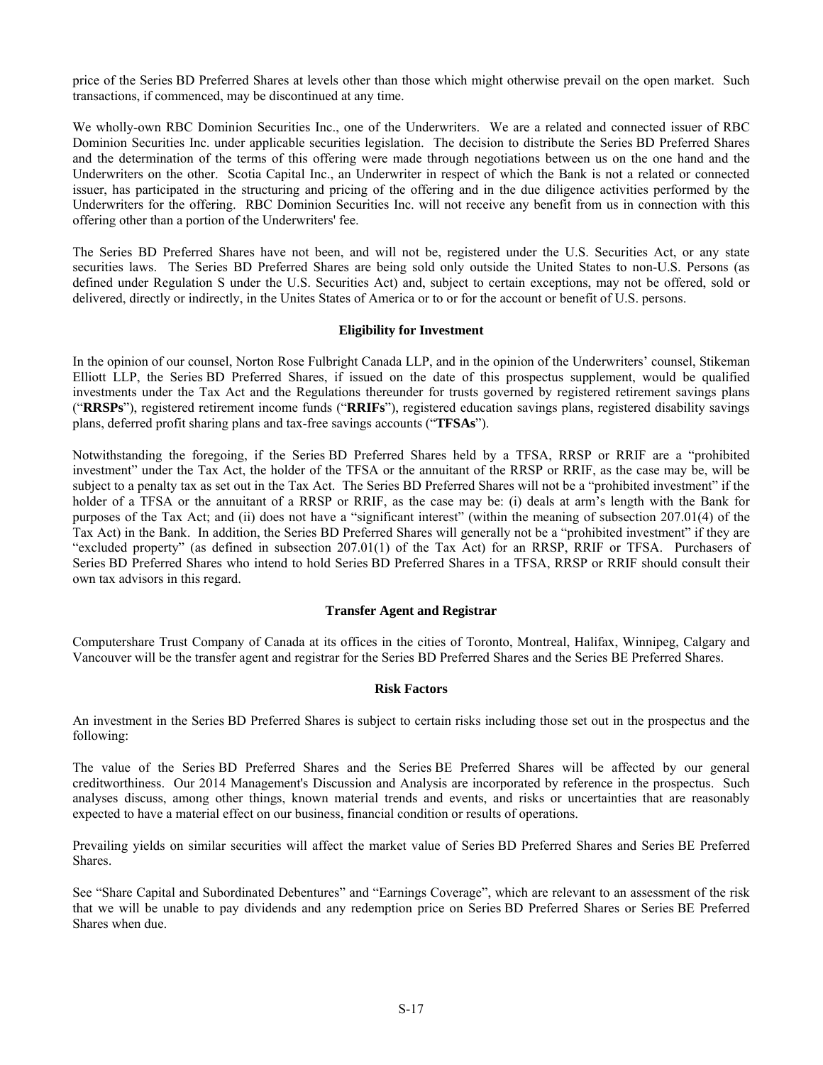price of the Series BD Preferred Shares at levels other than those which might otherwise prevail on the open market. Such transactions, if commenced, may be discontinued at any time.

We wholly-own RBC Dominion Securities Inc., one of the Underwriters. We are a related and connected issuer of RBC Dominion Securities Inc. under applicable securities legislation. The decision to distribute the Series BD Preferred Shares and the determination of the terms of this offering were made through negotiations between us on the one hand and the Underwriters on the other. Scotia Capital Inc., an Underwriter in respect of which the Bank is not a related or connected issuer, has participated in the structuring and pricing of the offering and in the due diligence activities performed by the Underwriters for the offering. RBC Dominion Securities Inc. will not receive any benefit from us in connection with this offering other than a portion of the Underwriters' fee.

The Series BD Preferred Shares have not been, and will not be, registered under the U.S. Securities Act, or any state securities laws. The Series BD Preferred Shares are being sold only outside the United States to non-U.S. Persons (as defined under Regulation S under the U.S. Securities Act) and, subject to certain exceptions, may not be offered, sold or delivered, directly or indirectly, in the Unites States of America or to or for the account or benefit of U.S. persons.

## Eligibility for Investment

In the opinion of our counsel, Norton Rose Fulbright Canada LLP, and in the opinion of the Underwriters' counsel, Stikeman Elliott LLP, the Series BD Preferred Shares, if issued on the date of this prospectus supplement, would be qualified investments under the Tax Act and the Regulations thereunder for trusts governed by registered retirement savings plans ("**RRSPs**"), registered retirement income funds ("**RRIFs**"), registered education savings plans, registered disability savings plans, deferred profit sharing plans and tax-free savings accounts ("**TFSAs**").

Notwithstanding the foregoing, if the Series BD Preferred Shares held by a TFSA, RRSP or RRIF are a "prohibited investment" under the Tax Act, the holder of the TFSA or the annuitant of the RRSP or RRIF, as the case may be, will be subject to a penalty tax as set out in the Tax Act. The Series BD Preferred Shares will not be a "prohibited investment" if the holder of a TFSA or the annuitant of a RRSP or RRIF, as the case may be: (i) deals at arm's length with the Bank for purposes of the Tax Act; and (ii) does not have a "significant interest" (within the meaning of subsection 207.01(4) of the Tax Act) in the Bank. In addition, the Series BD Preferred Shares will generally not be a "prohibited investment" if they are "excluded property" (as defined in subsection 207.01(1) of the Tax Act) for an RRSP, RRIF or TFSA. Purchasers of Series BD Preferred Shares who intend to hold Series BD Preferred Shares in a TFSA, RRSP or RRIF should consult their own tax advisors in this regard.

## Transfer Agent and Registrar

Computershare Trust Company of Canada at its offices in the cities of Toronto, Montreal, Halifax, Winnipeg, Calgary and Vancouver will be the transfer agent and registrar for the Series BD Preferred Shares and the Series BE Preferred Shares.

## Risk Factors

An investment in the Series BD Preferred Shares is subject to certain risks including those set out in the prospectus and the following:

The value of the Series BD Preferred Shares and the Series BE Preferred Shares will be affected by our general creditworthiness. Our 2014 Management's Discussion and Analysis are incorporated by reference in the prospectus. Such analyses discuss, among other things, known material trends and events, and risks or uncertainties that are reasonably expected to have a material effect on our business, financial condition or results of operations.

Prevailing yields on similar securities will affect the market value of Series BD Preferred Shares and Series BE Preferred Shares.

See "Share Capital and Subordinated Debentures" and "Earnings Coverage", which are relevant to an assessment of the risk that we will be unable to pay dividends and any redemption price on Series BD Preferred Shares or Series BE Preferred Shares when due.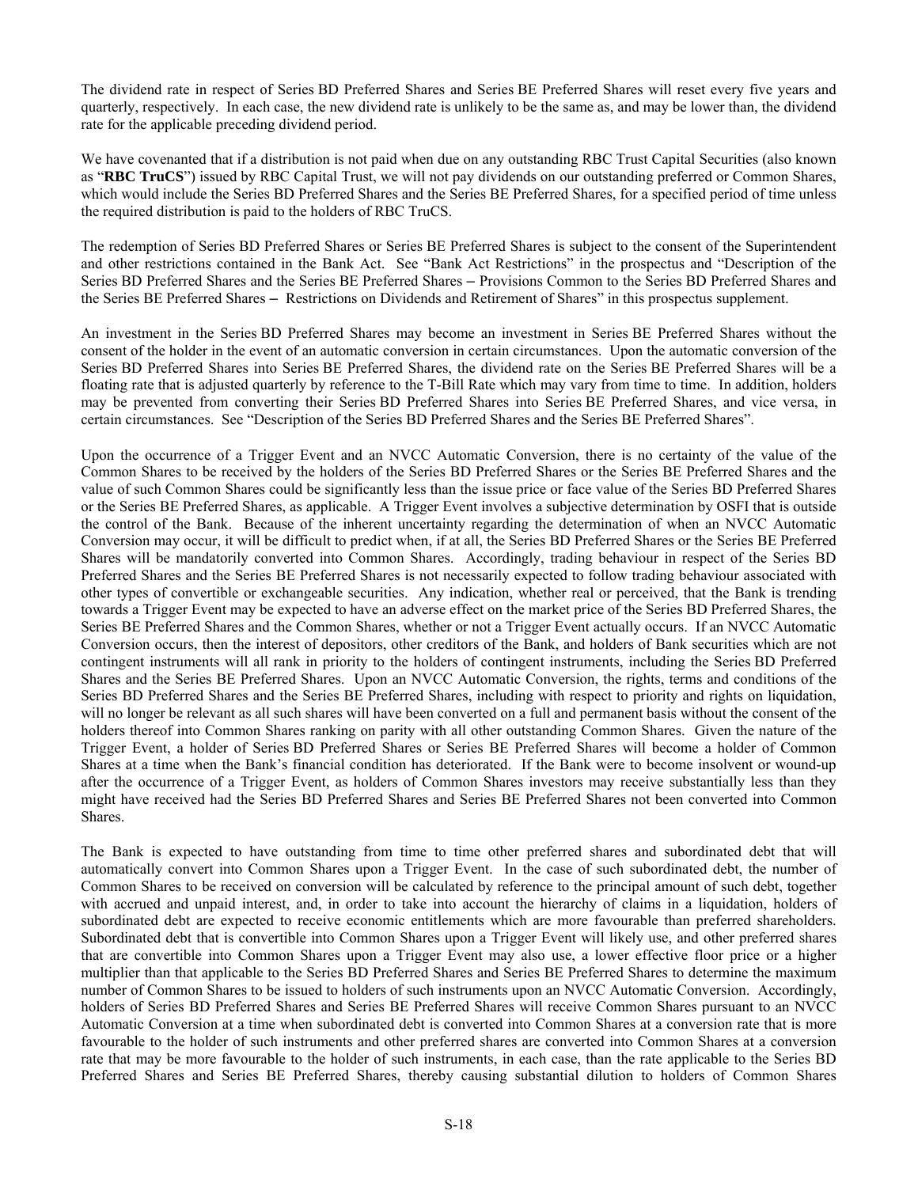The dividend rate in respect of Series BD Preferred Shares and Series BE Preferred Shares will reset every five years and quarterly, respectively. In each case, the new dividend rate is unlikely to be the same as, and may be lower than, the dividend rate for the applicable preceding dividend period.

We have covenanted that if a distribution is not paid when due on any outstanding RBC Trust Capital Securities (also known as "**RBC TruCS**") issued by RBC Capital Trust, we will not pay dividends on our outstanding preferred or Common Shares, which would include the Series BD Preferred Shares and the Series BE Preferred Shares, for a specified period of time unless the required distribution is paid to the holders of RBC TruCS.

The redemption of Series BD Preferred Shares or Series BE Preferred Shares is subject to the consent of the Superintendent and other restrictions contained in the Bank Act. See "Bank Act Restrictions" in the prospectus and "Description of the Series BD Preferred Shares and the Series BE Preferred Shares – Provisions Common to the Series BD Preferred Shares and the Series BE Preferred Shares – Restrictions on Dividends and Retirement of Shares" in this prospectus supplement.

An investment in the Series BD Preferred Shares may become an investment in Series BE Preferred Shares without the consent of the holder in the event of an automatic conversion in certain circumstances. Upon the automatic conversion of the Series BD Preferred Shares into Series BE Preferred Shares, the dividend rate on the Series BE Preferred Shares will be a floating rate that is adjusted quarterly by reference to the T-Bill Rate which may vary from time to time. In addition, holders may be prevented from converting their Series BD Preferred Shares into Series BE Preferred Shares, and vice versa, in certain circumstances. See "Description of the Series BD Preferred Shares and the Series BE Preferred Shares".

Upon the occurrence of a Trigger Event and an NVCC Automatic Conversion, there is no certainty of the value of the Common Shares to be received by the holders of the Series BD Preferred Shares or the Series BE Preferred Shares and the value of such Common Shares could be significantly less than the issue price or face value of the Series BD Preferred Shares or the Series BE Preferred Shares, as applicable. A Trigger Event involves a subjective determination by OSFI that is outside the control of the Bank. Because of the inherent uncertainty regarding the determination of when an NVCC Automatic Conversion may occur, it will be difficult to predict when, if at all, the Series BD Preferred Shares or the Series BE Preferred Shares will be mandatorily converted into Common Shares. Accordingly, trading behaviour in respect of the Series BD Preferred Shares and the Series BE Preferred Shares is not necessarily expected to follow trading behaviour associated with other types of convertible or exchangeable securities. Any indication, whether real or perceived, that the Bank is trending towards a Trigger Event may be expected to have an adverse effect on the market price of the Series BD Preferred Shares, the Series BE Preferred Shares and the Common Shares, whether or not a Trigger Event actually occurs. If an NVCC Automatic Conversion occurs, then the interest of depositors, other creditors of the Bank, and holders of Bank securities which are not contingent instruments will all rank in priority to the holders of contingent instruments, including the Series BD Preferred Shares and the Series BE Preferred Shares. Upon an NVCC Automatic Conversion, the rights, terms and conditions of the Series BD Preferred Shares and the Series BE Preferred Shares, including with respect to priority and rights on liquidation, will no longer be relevant as all such shares will have been converted on a full and permanent basis without the consent of the holders thereof into Common Shares ranking on parity with all other outstanding Common Shares. Given the nature of the Trigger Event, a holder of Series BD Preferred Shares or Series BE Preferred Shares will become a holder of Common Shares at a time when the Bank's financial condition has deteriorated. If the Bank were to become insolvent or wound-up after the occurrence of a Trigger Event, as holders of Common Shares investors may receive substantially less than they might have received had the Series BD Preferred Shares and Series BE Preferred Shares not been converted into Common Shares.

The Bank is expected to have outstanding from time to time other preferred shares and subordinated debt that will automatically convert into Common Shares upon a Trigger Event. In the case of such subordinated debt, the number of Common Shares to be received on conversion will be calculated by reference to the principal amount of such debt, together with accrued and unpaid interest, and, in order to take into account the hierarchy of claims in a liquidation, holders of subordinated debt are expected to receive economic entitlements which are more favourable than preferred shareholders. Subordinated debt that is convertible into Common Shares upon a Trigger Event will likely use, and other preferred shares that are convertible into Common Shares upon a Trigger Event may also use, a lower effective floor price or a higher multiplier than that applicable to the Series BD Preferred Shares and Series BE Preferred Shares to determine the maximum number of Common Shares to be issued to holders of such instruments upon an NVCC Automatic Conversion. Accordingly, holders of Series BD Preferred Shares and Series BE Preferred Shares will receive Common Shares pursuant to an NVCC Automatic Conversion at a time when subordinated debt is converted into Common Shares at a conversion rate that is more favourable to the holder of such instruments and other preferred shares are converted into Common Shares at a conversion rate that may be more favourable to the holder of such instruments, in each case, than the rate applicable to the Series BD Preferred Shares and Series BE Preferred Shares, thereby causing substantial dilution to holders of Common Shares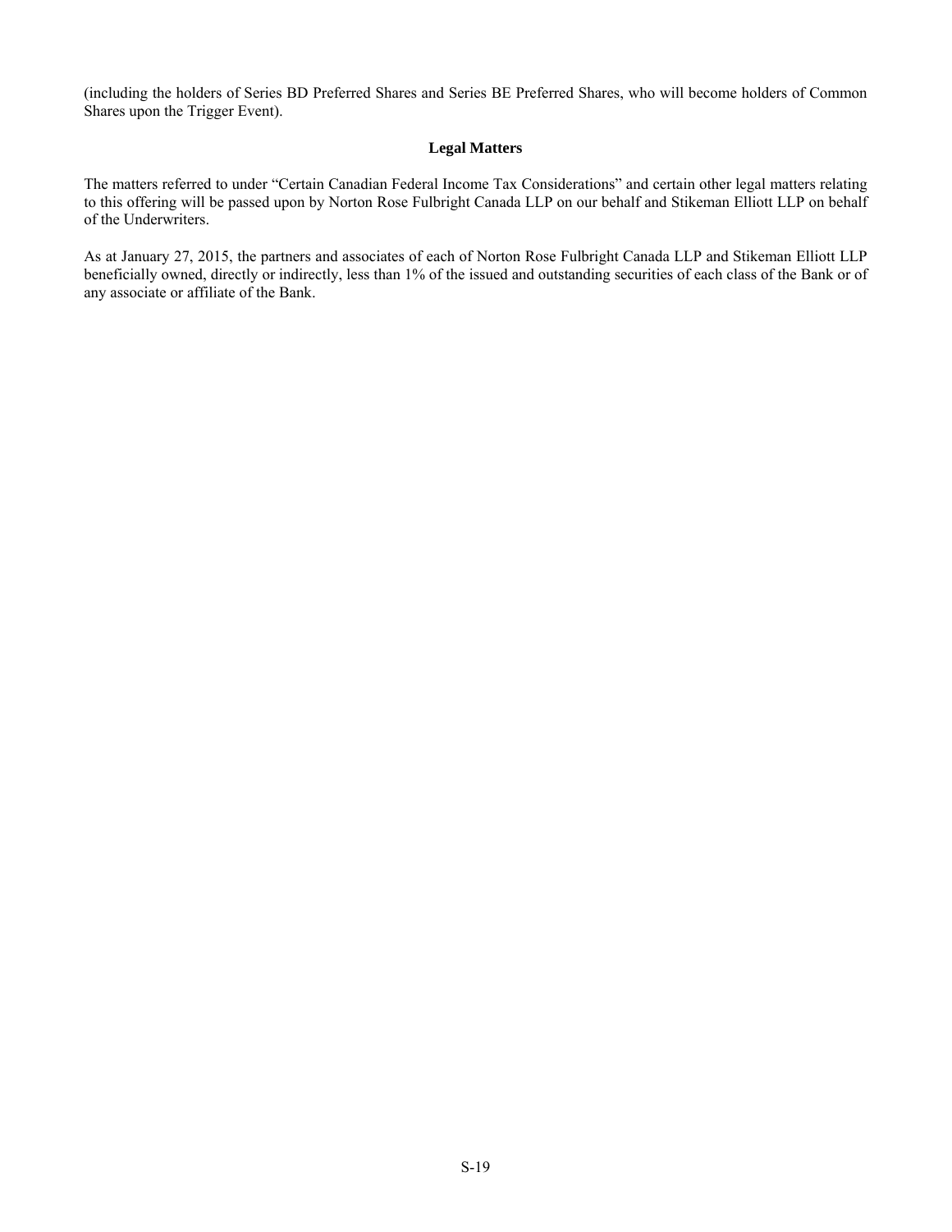(including the holders of Series BD Preferred Shares and Series BE Preferred Shares, who will become holders of Common Shares upon the Trigger Event).

## Legal Matters

The matters referred to under "Certain Canadian Federal Income Tax Considerations" and certain other legal matters relating to this offering will be passed upon by Norton Rose Fulbright Canada LLP on our behalf and Stikeman Elliott LLP on behalf of the Underwriters.

As at January 27, 2015, the partners and associates of each of Norton Rose Fulbright Canada LLP and Stikeman Elliott LLP beneficially owned, directly or indirectly, less than 1% of the issued and outstanding securities of each class of the Bank or of any associate or affiliate of the Bank.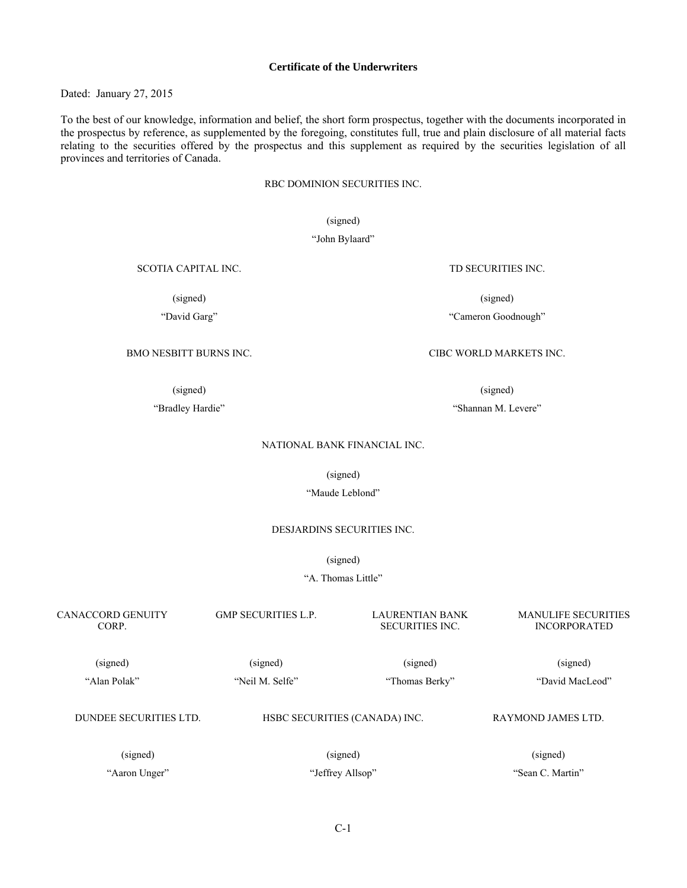**Certificate of the Underwriters**

Dated: January 27, 2015

To the best of our knowledge, information and belief, the short form prospectus, together with the documents incorporated in the prospectus by reference, as supplemented by the foregoing, constitutes full, true and plain disclosure of all material facts relating to the securities offered by the prospectus and this supplement as required by the securities legislation of all provinces and territories of Canada.

RBC DOMINION SECURITIES INC.

(signed)

"John Bylaard"

SCOTIA CAPITAL INC.

(signed)

"David Garg"

TD SECURITIES INC.

(signed)

"Cameron Goodnough"

BMO NESBITT BURNS INC.

(signed)

"Bradley Hardie"

CIBC WORLD MARKETS INC.

(signed)

"Shannan M. Levere"

NATIONAL BANK FINANCIAL INC.

(signed)

"Maude Leblond"

DESJARDINS SECURITIES INC.

(signed)

"A. Thomas Little"

CANACCORD GENUITY CORP.

(signed)

"Alan Polak"

GMP SECURITIES L.P.

(signed)

"Neil M. Selfe"

LAURENTIAN BANK SECURITIES INC.

(signed)

"Thomas Berky"

MANULIFE SECURITIES INCORPORATED

(signed)

"David MacLeod"

DUNDEE SECURITIES LTD.

(signed)

"Aaron Unger"

HSBC SECURITIES (CANADA) INC.

(signed)

"Jeffrey Allsop"

RAYMOND JAMES LTD.

(signed)

"Sean C. Martin"